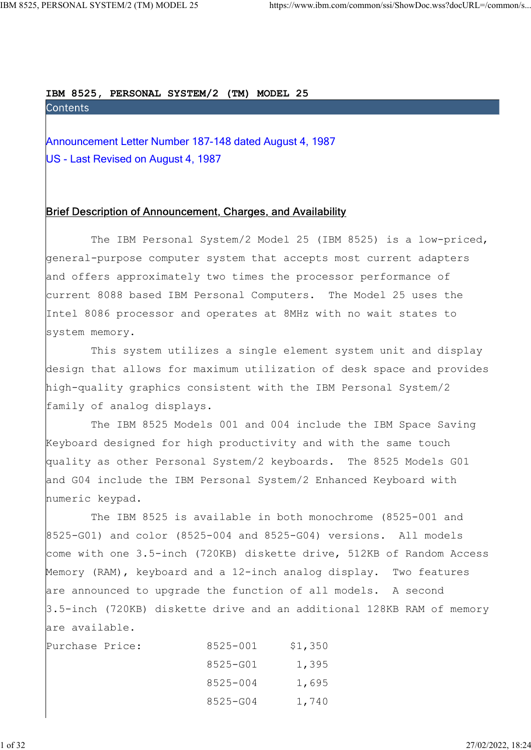# IBM 8525, PERSONAL SYSTEM/2 (TM) MODEL 25

## Contents

Announcement Letter Number 187-148 dated August 4, 1987

US - Last Revised on August 4, 1987

## Brief Description of Announcement, Charges, and Availability

The IBM Personal System/2 Model 25 (IBM 8525) is a low-priced, general-purpose computer system that accepts most current adapters and offers approximately two times the processor performance of current 8088 based IBM Personal Computers. The Model 25 uses the Intel 8086 processor and operates at 8MHz with no wait states to system memory.

This system utilizes a single element system unit and display design that allows for maximum utilization of desk space and provides high-quality graphics consistent with the IBM Personal System/2 family of analog displays.

The IBM 8525 Models 001 and 004 include the IBM Space Saving Keyboard designed for high productivity and with the same touch quality as other Personal System/2 keyboards. The 8525 Models G01 and G04 include the IBM Personal System/2 Enhanced Keyboard with numeric keypad.

The IBM 8525 is available in both monochrome (8525-001 and 8525-G01) and color (8525-004 and 8525-G04) versions. All models come with one 3.5-inch (720KB) diskette drive, 512KB of Random Access Memory (RAM), keyboard and a 12-inch analog display. Two features are announced to upgrade the function of all models. A second 3.5-inch (720KB) diskette drive and an additional 128KB RAM of memory are available.

| Purchase Price: | | |
|---|---|---|
| | 8525-001 | $1,350 |
| | 8525-G01 | 1,395 |
| | 8525-004 | 1,695 |
| | 8525-G04 | 1,740 |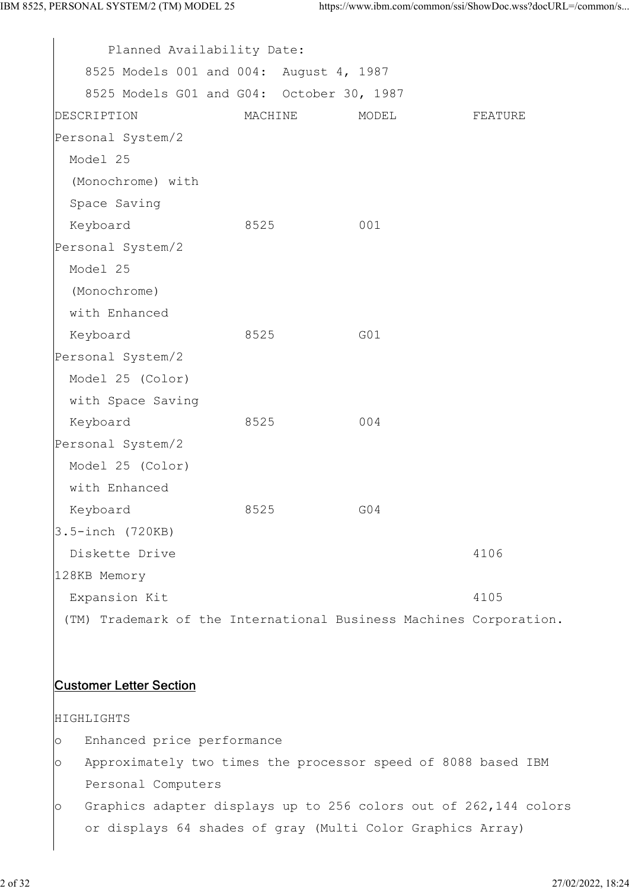Planned Availability Date:

8525 Models 001 and 004: August 4, 1987

8525 Models G01 and G04: October 30, 1987

| DESCRIPTION | MACHINE | MODEL | FEATURE |
| --- | --- | --- | --- |
| Personal System/2 Model 25 (Monochrome) with Space Saving Keyboard | 8525 | 001 | |
| Personal System/2 Model 25 (Monochrome) with Enhanced Keyboard | 8525 | G01 | |
| Personal System/2 Model 25 (Color) with Space Saving Keyboard | 8525 | 004 | |
| Personal System/2 Model 25 (Color) with Enhanced Keyboard | 8525 | G04 | |
| 3.5-inch (720KB) Diskette Drive | | | 4106 |
| 128KB Memory Expansion Kit | | | 4105 |

(TM) Trademark of the International Business Machines Corporation.

## Customer Letter Section

HIGHLIGHTS

- Enhanced price performance
- Approximately two times the processor speed of 8088 based IBM Personal Computers
- Graphics adapter displays up to 256 colors out of 262,144 colors or displays 64 shades of gray (Multi Color Graphics Array)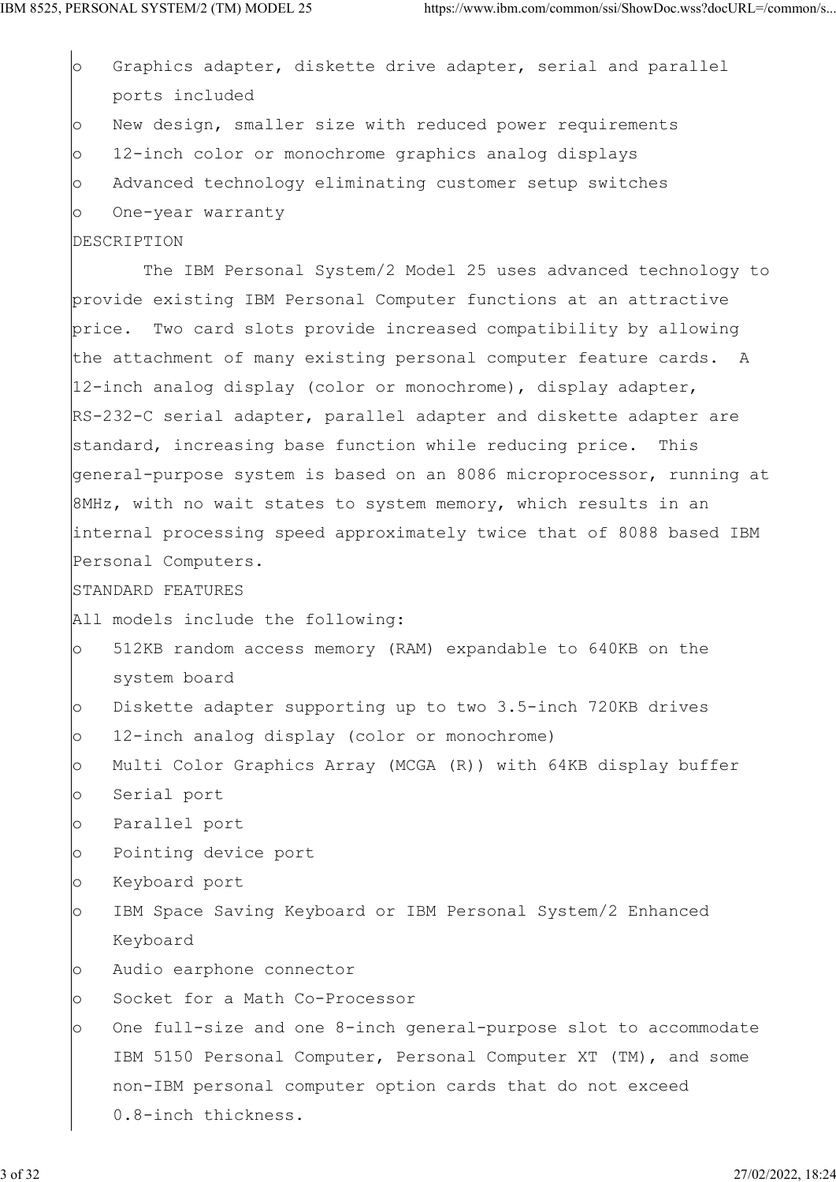- Graphics adapter, diskette drive adapter, serial and parallel ports included
- New design, smaller size with reduced power requirements
- 12-inch color or monochrome graphics analog displays
- Advanced technology eliminating customer setup switches
- One-year warranty

## DESCRIPTION

The IBM Personal System/2 Model 25 uses advanced technology to provide existing IBM Personal Computer functions at an attractive price. Two card slots provide increased compatibility by allowing the attachment of many existing personal computer feature cards. A 12-inch analog display (color or monochrome), display adapter, RS-232-C serial adapter, parallel adapter and diskette adapter are standard, increasing base function while reducing price. This general-purpose system is based on an 8086 microprocessor, running at 8MHz, with no wait states to system memory, which results in an internal processing speed approximately twice that of 8088 based IBM Personal Computers.

## STANDARD FEATURES

All models include the following:

- 512KB random access memory (RAM) expandable to 640KB on the system board
- Diskette adapter supporting up to two 3.5-inch 720KB drives
- 12-inch analog display (color or monochrome)
- Multi Color Graphics Array (MCGA (R)) with 64KB display buffer
- Serial port
- Parallel port
- Pointing device port
- Keyboard port
- IBM Space Saving Keyboard or IBM Personal System/2 Enhanced Keyboard
- Audio earphone connector
- Socket for a Math Co-Processor
- One full-size and one 8-inch general-purpose slot to accommodate IBM 5150 Personal Computer, Personal Computer XT (TM), and some non-IBM personal computer option cards that do not exceed 0.8-inch thickness.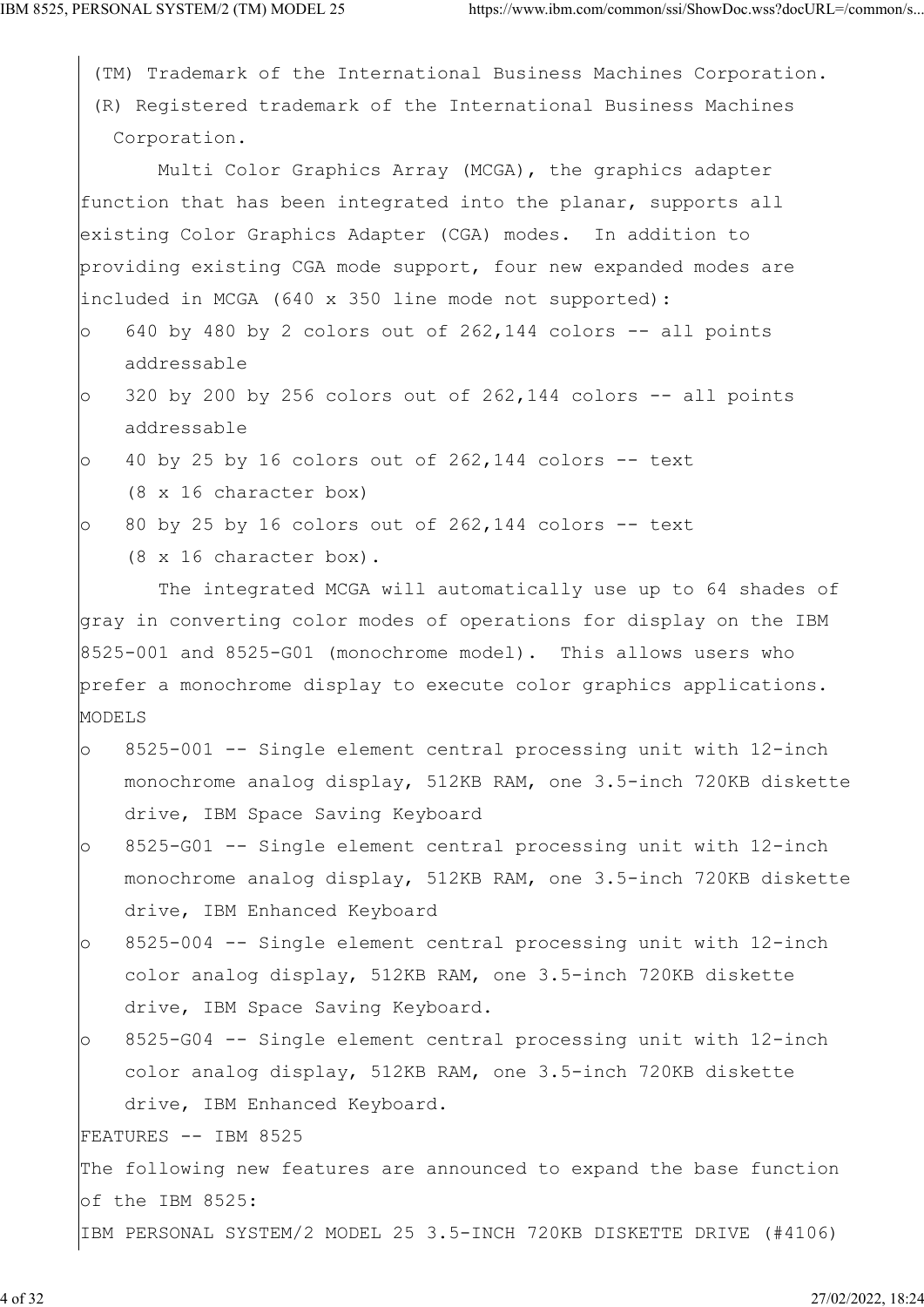(TM) Trademark of the International Business Machines Corporation.
(R) Registered trademark of the International Business Machines Corporation.

Multi Color Graphics Array (MCGA), the graphics adapter function that has been integrated into the planar, supports all existing Color Graphics Adapter (CGA) modes. In addition to providing existing CGA mode support, four new expanded modes are included in MCGA (640 x 350 line mode not supported):

- 640 by 480 by 2 colors out of 262,144 colors -- all points addressable
- 320 by 200 by 256 colors out of 262,144 colors -- all points addressable
- 40 by 25 by 16 colors out of 262,144 colors -- text (8 x 16 character box)
- 80 by 25 by 16 colors out of 262,144 colors -- text (8 x 16 character box).

The integrated MCGA will automatically use up to 64 shades of gray in converting color modes of operations for display on the IBM 8525-001 and 8525-G01 (monochrome model). This allows users who prefer a monochrome display to execute color graphics applications.

MODELS

- 8525-001 -- Single element central processing unit with 12-inch monochrome analog display, 512KB RAM, one 3.5-inch 720KB diskette drive, IBM Space Saving Keyboard
- 8525-G01 -- Single element central processing unit with 12-inch monochrome analog display, 512KB RAM, one 3.5-inch 720KB diskette drive, IBM Enhanced Keyboard
- 8525-004 -- Single element central processing unit with 12-inch color analog display, 512KB RAM, one 3.5-inch 720KB diskette drive, IBM Space Saving Keyboard.
- 8525-G04 -- Single element central processing unit with 12-inch color analog display, 512KB RAM, one 3.5-inch 720KB diskette drive, IBM Enhanced Keyboard.

FEATURES -- IBM 8525

The following new features are announced to expand the base function of the IBM 8525:

IBM PERSONAL SYSTEM/2 MODEL 25 3.5-INCH 720KB DISKETTE DRIVE (#4106)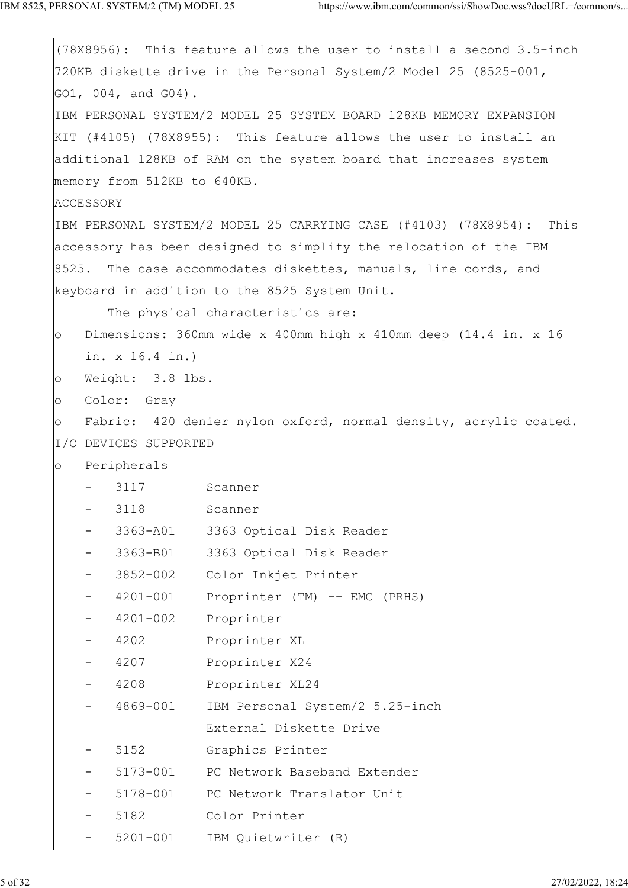(78X8956): This feature allows the user to install a second 3.5-inch 720KB diskette drive in the Personal System/2 Model 25 (8525-001, GO1, 004, and G04).

IBM PERSONAL SYSTEM/2 MODEL 25 SYSTEM BOARD 128KB MEMORY EXPANSION KIT (#4105) (78X8955): This feature allows the user to install an additional 128KB of RAM on the system board that increases system memory from 512KB to 640KB.

ACCESSORY

IBM PERSONAL SYSTEM/2 MODEL 25 CARRYING CASE (#4103) (78X8954): This accessory has been designed to simplify the relocation of the IBM 8525. The case accommodates diskettes, manuals, line cords, and keyboard in addition to the 8525 System Unit.

The physical characteristics are:

- Dimensions: 360mm wide x 400mm high x 410mm deep (14.4 in. x 16 in. x 16.4 in.)
- Weight: 3.8 lbs.
- Color: Gray
- Fabric: 420 denier nylon oxford, normal density, acrylic coated.

I/O DEVICES SUPPORTED

- Peripherals
  - 3117 Scanner
  - 3118 Scanner
  - 3363-A01 3363 Optical Disk Reader
  - 3363-B01 3363 Optical Disk Reader
  - 3852-002 Color Inkjet Printer
  - 4201-001 Proprinter (TM) -- EMC (PRHS)
  - 4201-002 Proprinter
  - 4202 Proprinter XL
  - 4207 Proprinter X24
  - 4208 Proprinter XL24
  - 4869-001 IBM Personal System/2 5.25-inch External Diskette Drive
  - 5152 Graphics Printer
  - 5173-001 PC Network Baseband Extender
  - 5178-001 PC Network Translator Unit
  - 5182 Color Printer
  - 5201-001 IBM Quietwriter (R)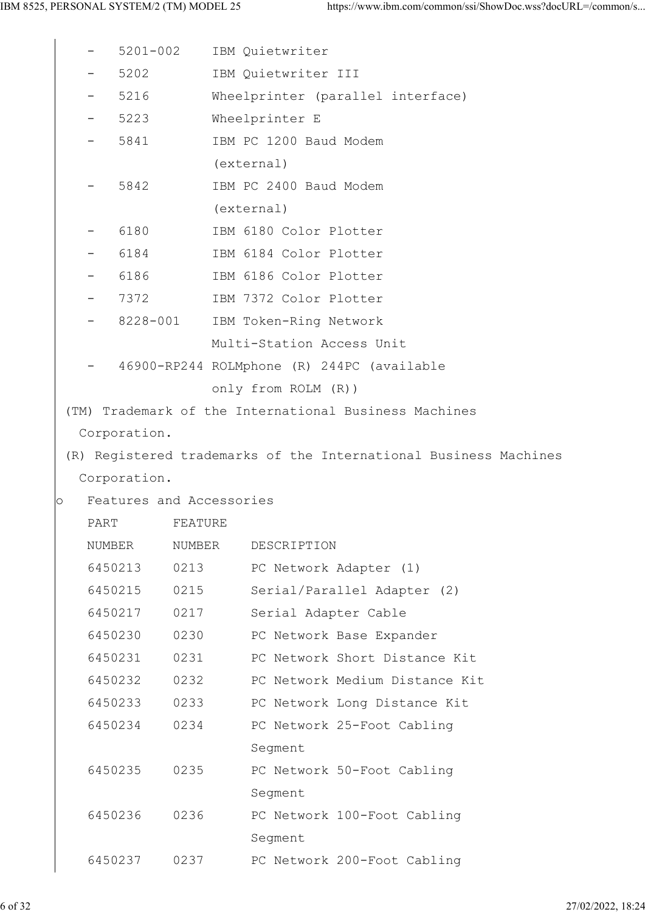- 5201-002 IBM Quietwriter
- 5202 IBM Quietwriter III
- 5216 Wheelprinter (parallel interface)
- 5223 Wheelprinter E
- 5841 IBM PC 1200 Baud Modem (external)
- 5842 IBM PC 2400 Baud Modem (external)
- 6180 IBM 6180 Color Plotter
- 6184 IBM 6184 Color Plotter
- 6186 IBM 6186 Color Plotter
- 7372 IBM 7372 Color Plotter
- 8228-001 IBM Token-Ring Network Multi-Station Access Unit
- 46900-RP244 ROLMphone (R) 244PC (available only from ROLM (R))

(TM) Trademark of the International Business Machines Corporation.

(R) Registered trademarks of the International Business Machines Corporation.

- Features and Accessories

| PART NUMBER | FEATURE NUMBER | DESCRIPTION |
| --- | --- | --- |
| 6450213 | 0213 | PC Network Adapter (1) |
| 6450215 | 0215 | Serial/Parallel Adapter (2) |
| 6450217 | 0217 | Serial Adapter Cable |
| 6450230 | 0230 | PC Network Base Expander |
| 6450231 | 0231 | PC Network Short Distance Kit |
| 6450232 | 0232 | PC Network Medium Distance Kit |
| 6450233 | 0233 | PC Network Long Distance Kit |
| 6450234 | 0234 | PC Network 25-Foot Cabling Segment |
| 6450235 | 0235 | PC Network 50-Foot Cabling Segment |
| 6450236 | 0236 | PC Network 100-Foot Cabling Segment |
| 6450237 | 0237 | PC Network 200-Foot Cabling |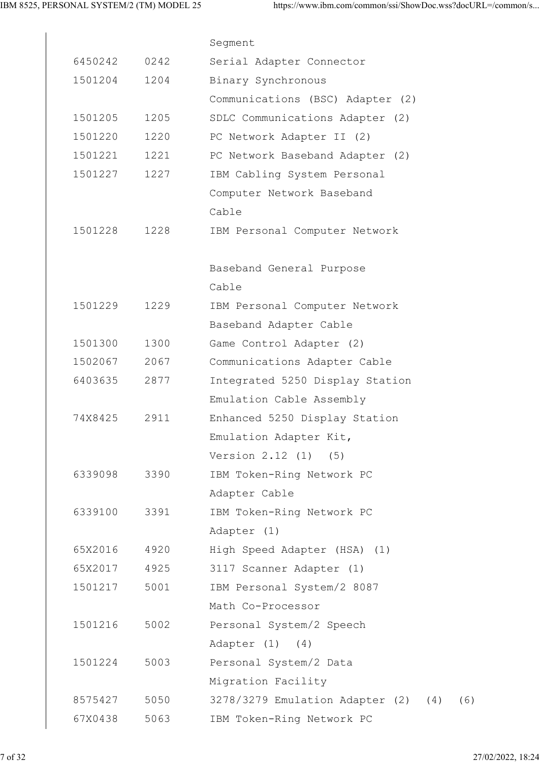| | | |
|---|---|---|
| | | Segment |
| 6450242 | 0242 | Serial Adapter Connector |
| 1501204 | 1204 | Binary Synchronous Communications (BSC) Adapter (2) |
| 1501205 | 1205 | SDLC Communications Adapter (2) |
| 1501220 | 1220 | PC Network Adapter II (2) |
| 1501221 | 1221 | PC Network Baseband Adapter (2) |
| 1501227 | 1227 | IBM Cabling System Personal Computer Network Baseband Cable |
| 1501228 | 1228 | IBM Personal Computer Network Baseband General Purpose Cable |
| 1501229 | 1229 | IBM Personal Computer Network Baseband Adapter Cable |
| 1501300 | 1300 | Game Control Adapter (2) |
| 1502067 | 2067 | Communications Adapter Cable |
| 6403635 | 2877 | Integrated 5250 Display Station Emulation Cable Assembly |
| 74X8425 | 2911 | Enhanced 5250 Display Station Emulation Adapter Kit, Version 2.12 (1) (5) |
| 6339098 | 3390 | IBM Token-Ring Network PC Adapter Cable |
| 6339100 | 3391 | IBM Token-Ring Network PC Adapter (1) |
| 65X2016 | 4920 | High Speed Adapter (HSA) (1) |
| 65X2017 | 4925 | 3117 Scanner Adapter (1) |
| 1501217 | 5001 | IBM Personal System/2 8087 Math Co-Processor |
| 1501216 | 5002 | Personal System/2 Speech Adapter (1) (4) |
| 1501224 | 5003 | Personal System/2 Data Migration Facility |
| 8575427 | 5050 | 3278/3279 Emulation Adapter (2) (4) (6) |
| 67X0438 | 5063 | IBM Token-Ring Network PC |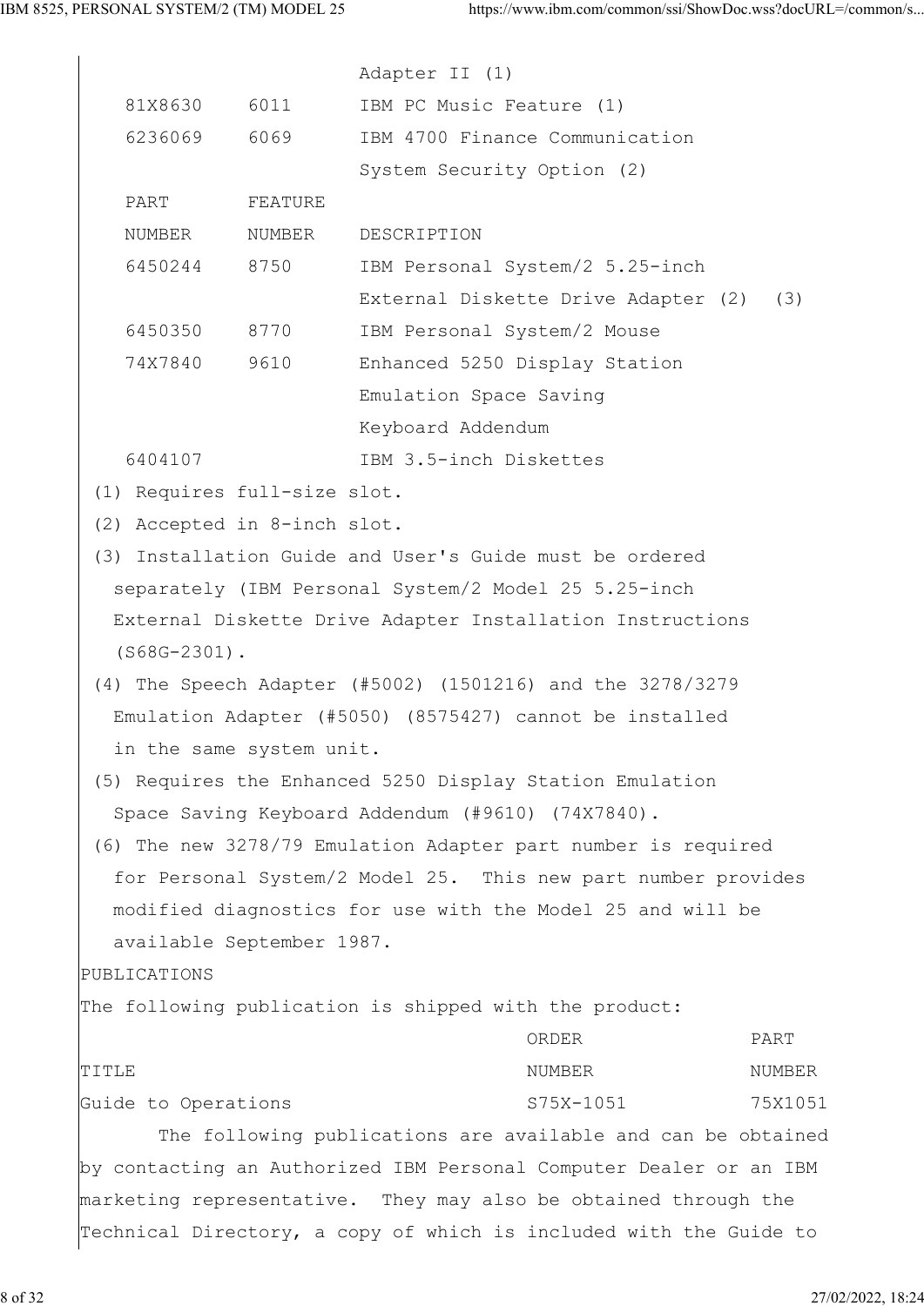| PART NUMBER | FEATURE NUMBER | DESCRIPTION |
|---|---|---|
| | | Adapter II (1) |
| 81X8630 | 6011 | IBM PC Music Feature (1) |
| 6236069 | 6069 | IBM 4700 Finance Communication System Security Option (2) |
| 6450244 | 8750 | IBM Personal System/2 5.25-inch External Diskette Drive Adapter (2) (3) |
| 6450350 | 8770 | IBM Personal System/2 Mouse |
| 74X7840 | 9610 | Enhanced 5250 Display Station Emulation Space Saving Keyboard Addendum |
| 6404107 | | IBM 3.5-inch Diskettes |

(1) Requires full-size slot.

(2) Accepted in 8-inch slot.

(3) Installation Guide and User's Guide must be ordered separately (IBM Personal System/2 Model 25 5.25-inch External Diskette Drive Adapter Installation Instructions (S68G-2301).

(4) The Speech Adapter (#5002) (1501216) and the 3278/3279 Emulation Adapter (#5050) (8575427) cannot be installed in the same system unit.

(5) Requires the Enhanced 5250 Display Station Emulation Space Saving Keyboard Addendum (#9610) (74X7840).

(6) The new 3278/79 Emulation Adapter part number is required for Personal System/2 Model 25. This new part number provides modified diagnostics for use with the Model 25 and will be available September 1987.

PUBLICATIONS

The following publication is shipped with the product:

| TITLE | ORDER NUMBER | PART NUMBER |
|---|---|---|
| Guide to Operations | S75X-1051 | 75X1051 |

The following publications are available and can be obtained by contacting an Authorized IBM Personal Computer Dealer or an IBM marketing representative. They may also be obtained through the Technical Directory, a copy of which is included with the Guide to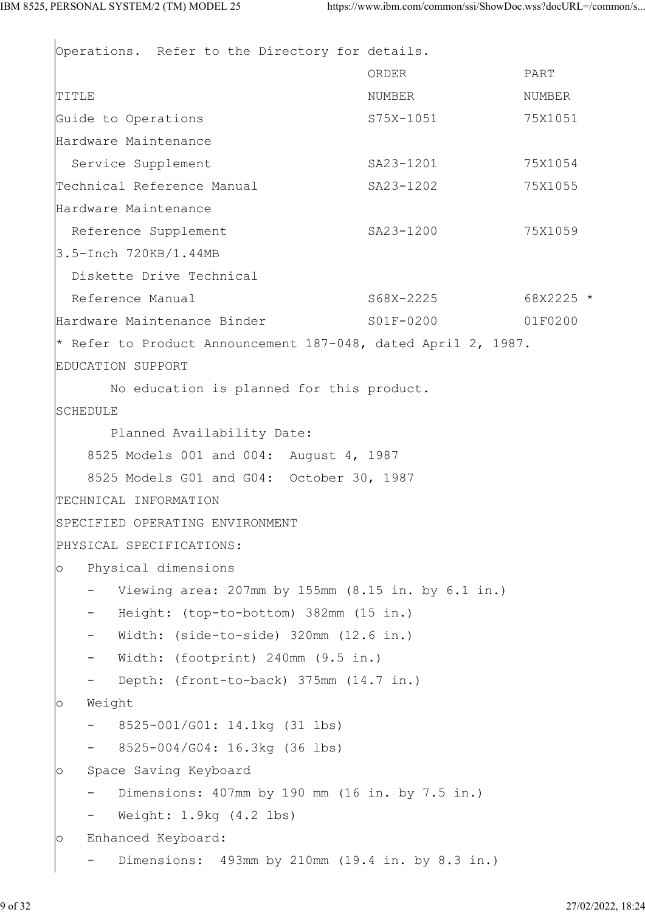Operations. Refer to the Directory for details.

| TITLE | ORDER NUMBER | PART NUMBER |
|---|---|---|
| Guide to Operations | S75X-1051 | 75X1051 |
| Hardware Maintenance Service Supplement | SA23-1201 | 75X1054 |
| Technical Reference Manual | SA23-1202 | 75X1055 |
| Hardware Maintenance Reference Supplement | SA23-1200 | 75X1059 |
| 3.5-Inch 720KB/1.44MB Diskette Drive Technical Reference Manual | S68X-2225 | 68X2225 * |
| Hardware Maintenance Binder | S01F-0200 | 01F0200 |

* Refer to Product Announcement 187-048, dated April 2, 1987.

EDUCATION SUPPORT

No education is planned for this product.

SCHEDULE

Planned Availability Date:

8525 Models 001 and 004: August 4, 1987

8525 Models G01 and G04: October 30, 1987

TECHNICAL INFORMATION

SPECIFIED OPERATING ENVIRONMENT

PHYSICAL SPECIFICATIONS:

- Physical dimensions
  - Viewing area: 207mm by 155mm (8.15 in. by 6.1 in.)
  - Height: (top-to-bottom) 382mm (15 in.)
  - Width: (side-to-side) 320mm (12.6 in.)
  - Width: (footprint) 240mm (9.5 in.)
  - Depth: (front-to-back) 375mm (14.7 in.)
- Weight
  - 8525-001/G01: 14.1kg (31 lbs)
  - 8525-004/G04: 16.3kg (36 lbs)
- Space Saving Keyboard
  - Dimensions: 407mm by 190 mm (16 in. by 7.5 in.)
  - Weight: 1.9kg (4.2 lbs)
- Enhanced Keyboard:
  - Dimensions: 493mm by 210mm (19.4 in. by 8.3 in.)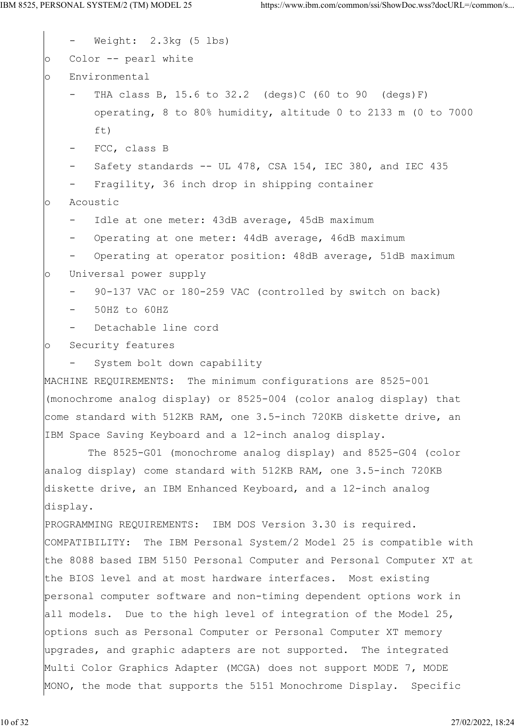- Weight: 2.3kg (5 lbs)

- Color -- pearl white
- Environmental
  - THA class B, 15.6 to 32.2 (degs)C (60 to 90 (degs)F) operating, 8 to 80% humidity, altitude 0 to 2133 m (0 to 7000 ft)
  - FCC, class B
  - Safety standards -- UL 478, CSA 154, IEC 380, and IEC 435
  - Fragility, 36 inch drop in shipping container
- Acoustic
  - Idle at one meter: 43dB average, 45dB maximum
  - Operating at one meter: 44dB average, 46dB maximum
  - Operating at operator position: 48dB average, 51dB maximum
- Universal power supply
  - 90-137 VAC or 180-259 VAC (controlled by switch on back)
  - 50HZ to 60HZ
  - Detachable line cord
- Security features
  - System bolt down capability

MACHINE REQUIREMENTS: The minimum configurations are 8525-001 (monochrome analog display) or 8525-004 (color analog display) that come standard with 512KB RAM, one 3.5-inch 720KB diskette drive, an IBM Space Saving Keyboard and a 12-inch analog display.

The 8525-G01 (monochrome analog display) and 8525-G04 (color analog display) come standard with 512KB RAM, one 3.5-inch 720KB diskette drive, an IBM Enhanced Keyboard, and a 12-inch analog display.

PROGRAMMING REQUIREMENTS: IBM DOS Version 3.30 is required.

COMPATIBILITY: The IBM Personal System/2 Model 25 is compatible with the 8088 based IBM 5150 Personal Computer and Personal Computer XT at the BIOS level and at most hardware interfaces. Most existing personal computer software and non-timing dependent options work in all models. Due to the high level of integration of the Model 25, options such as Personal Computer or Personal Computer XT memory upgrades, and graphic adapters are not supported. The integrated Multi Color Graphics Adapter (MCGA) does not support MODE 7, MODE MONO, the mode that supports the 5151 Monochrome Display. Specific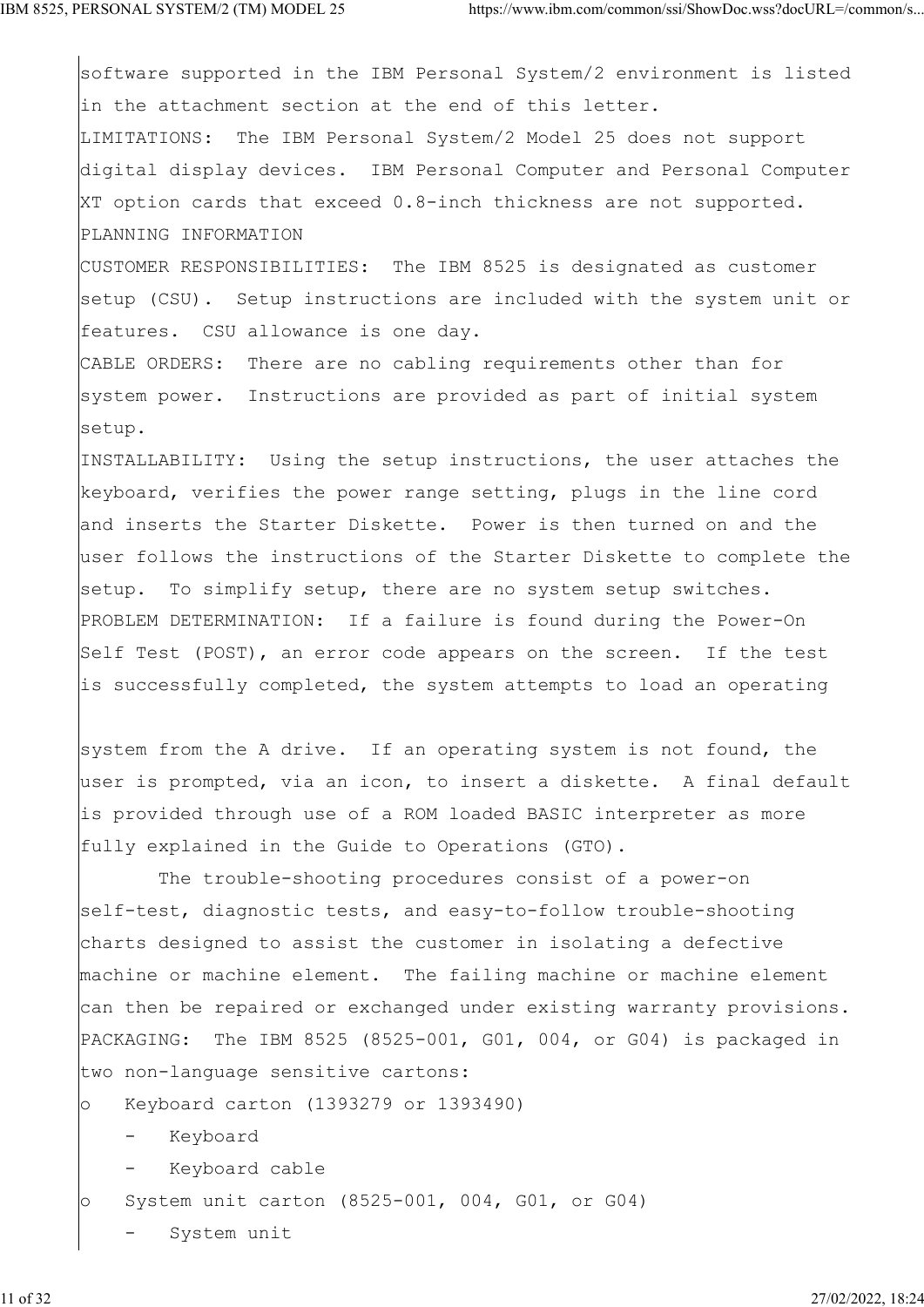software supported in the IBM Personal System/2 environment is listed in the attachment section at the end of this letter.

LIMITATIONS: The IBM Personal System/2 Model 25 does not support digital display devices. IBM Personal Computer and Personal Computer XT option cards that exceed 0.8-inch thickness are not supported.

PLANNING INFORMATION

CUSTOMER RESPONSIBILITIES: The IBM 8525 is designated as customer setup (CSU). Setup instructions are included with the system unit or features. CSU allowance is one day.

CABLE ORDERS: There are no cabling requirements other than for system power. Instructions are provided as part of initial system setup.

INSTALLABILITY: Using the setup instructions, the user attaches the keyboard, verifies the power range setting, plugs in the line cord and inserts the Starter Diskette. Power is then turned on and the user follows the instructions of the Starter Diskette to complete the setup. To simplify setup, there are no system setup switches.

PROBLEM DETERMINATION: If a failure is found during the Power-On Self Test (POST), an error code appears on the screen. If the test is successfully completed, the system attempts to load an operating system from the A drive. If an operating system is not found, the user is prompted, via an icon, to insert a diskette. A final default is provided through use of a ROM loaded BASIC interpreter as more fully explained in the Guide to Operations (GTO).

The trouble-shooting procedures consist of a power-on self-test, diagnostic tests, and easy-to-follow trouble-shooting charts designed to assist the customer in isolating a defective machine or machine element. The failing machine or machine element can then be repaired or exchanged under existing warranty provisions.

PACKAGING: The IBM 8525 (8525-001, G01, 004, or G04) is packaged in two non-language sensitive cartons:

- Keyboard carton (1393279 or 1393490)
  - Keyboard
  - Keyboard cable
- System unit carton (8525-001, 004, G01, or G04)
  - System unit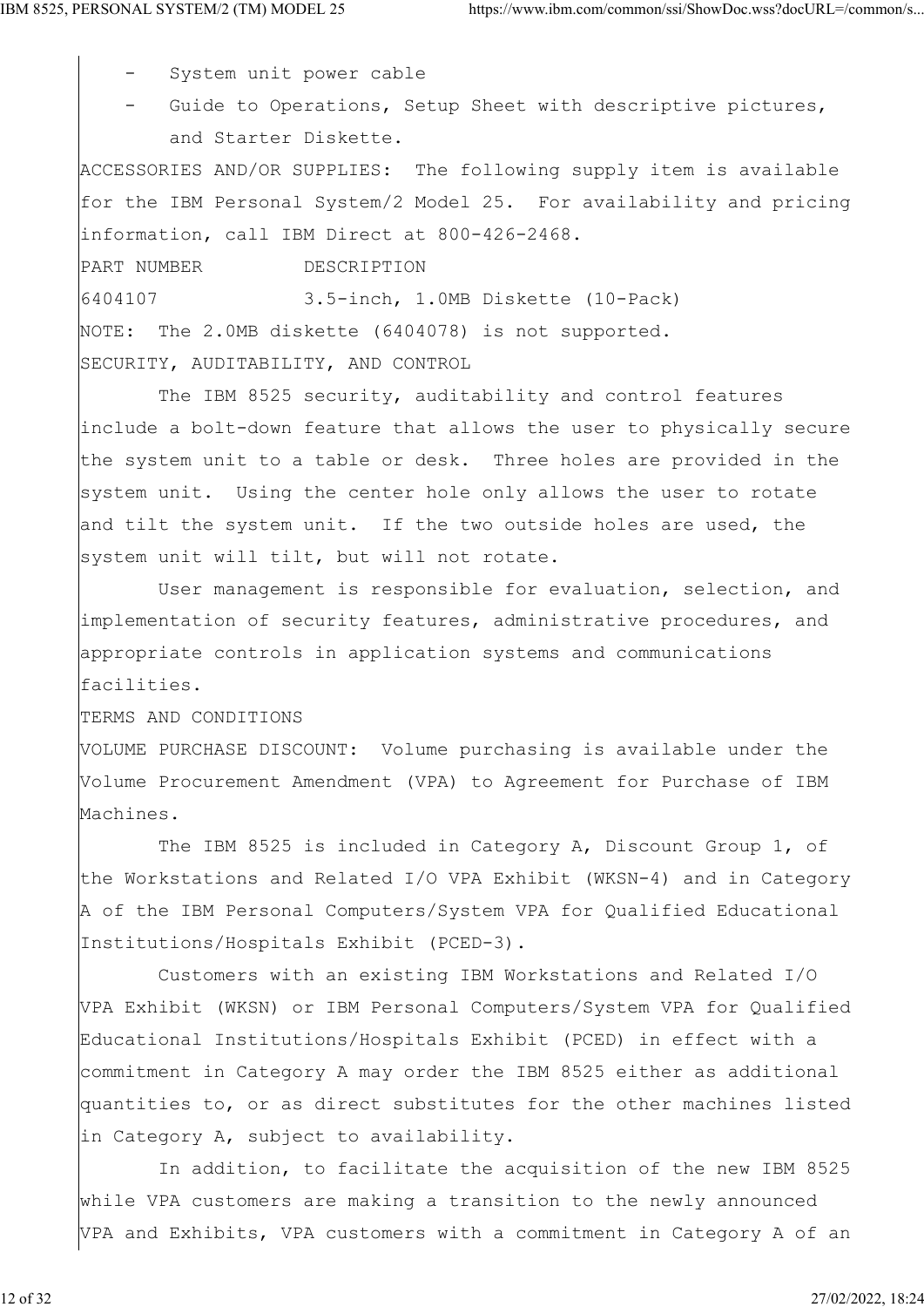- System unit power cable
- Guide to Operations, Setup Sheet with descriptive pictures, and Starter Diskette.

ACCESSORIES AND/OR SUPPLIES: The following supply item is available for the IBM Personal System/2 Model 25. For availability and pricing information, call IBM Direct at 800-426-2468.

| PART NUMBER | DESCRIPTION |
|---|---|
| 6404107 | 3.5-inch, 1.0MB Diskette (10-Pack) |

NOTE: The 2.0MB diskette (6404078) is not supported.

SECURITY, AUDITABILITY, AND CONTROL

The IBM 8525 security, auditability and control features include a bolt-down feature that allows the user to physically secure the system unit to a table or desk. Three holes are provided in the system unit. Using the center hole only allows the user to rotate and tilt the system unit. If the two outside holes are used, the system unit will tilt, but will not rotate.

User management is responsible for evaluation, selection, and implementation of security features, administrative procedures, and appropriate controls in application systems and communications facilities.

TERMS AND CONDITIONS

VOLUME PURCHASE DISCOUNT: Volume purchasing is available under the Volume Procurement Amendment (VPA) to Agreement for Purchase of IBM Machines.

The IBM 8525 is included in Category A, Discount Group 1, of the Workstations and Related I/O VPA Exhibit (WKSN-4) and in Category A of the IBM Personal Computers/System VPA for Qualified Educational Institutions/Hospitals Exhibit (PCED-3).

Customers with an existing IBM Workstations and Related I/O VPA Exhibit (WKSN) or IBM Personal Computers/System VPA for Qualified Educational Institutions/Hospitals Exhibit (PCED) in effect with a commitment in Category A may order the IBM 8525 either as additional quantities to, or as direct substitutes for the other machines listed in Category A, subject to availability.

In addition, to facilitate the acquisition of the new IBM 8525 while VPA customers are making a transition to the newly announced VPA and Exhibits, VPA customers with a commitment in Category A of an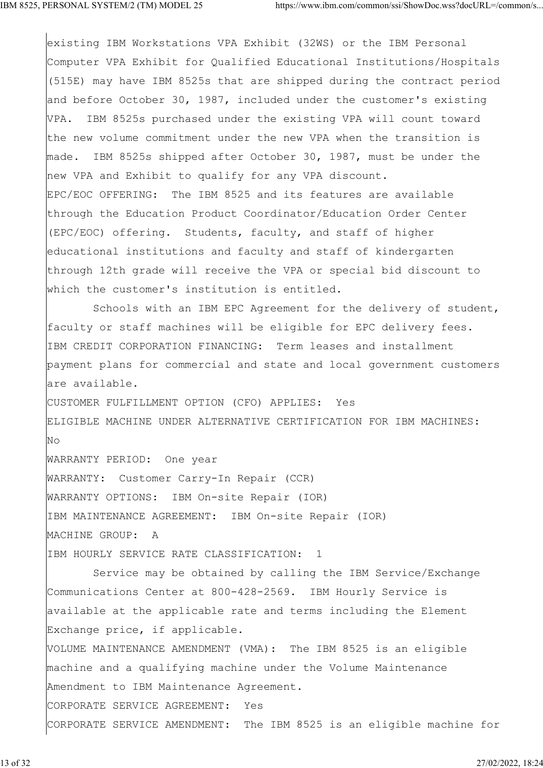existing IBM Workstations VPA Exhibit (32WS) or the IBM Personal Computer VPA Exhibit for Qualified Educational Institutions/Hospitals (515E) may have IBM 8525s that are shipped during the contract period and before October 30, 1987, included under the customer's existing VPA. IBM 8525s purchased under the existing VPA will count toward the new volume commitment under the new VPA when the transition is made. IBM 8525s shipped after October 30, 1987, must be under the new VPA and Exhibit to qualify for any VPA discount.

EPC/EOC OFFERING: The IBM 8525 and its features are available through the Education Product Coordinator/Education Order Center (EPC/EOC) offering. Students, faculty, and staff of higher educational institutions and faculty and staff of kindergarten through 12th grade will receive the VPA or special bid discount to which the customer's institution is entitled.

Schools with an IBM EPC Agreement for the delivery of student, faculty or staff machines will be eligible for EPC delivery fees.

IBM CREDIT CORPORATION FINANCING: Term leases and installment payment plans for commercial and state and local government customers are available.

CUSTOMER FULFILLMENT OPTION (CFO) APPLIES: Yes

ELIGIBLE MACHINE UNDER ALTERNATIVE CERTIFICATION FOR IBM MACHINES: No

WARRANTY PERIOD: One year

WARRANTY: Customer Carry-In Repair (CCR)

WARRANTY OPTIONS: IBM On-site Repair (IOR)

IBM MAINTENANCE AGREEMENT: IBM On-site Repair (IOR)

MACHINE GROUP: A

IBM HOURLY SERVICE RATE CLASSIFICATION: 1

Service may be obtained by calling the IBM Service/Exchange Communications Center at 800-428-2569. IBM Hourly Service is available at the applicable rate and terms including the Element Exchange price, if applicable.

VOLUME MAINTENANCE AMENDMENT (VMA): The IBM 8525 is an eligible machine and a qualifying machine under the Volume Maintenance Amendment to IBM Maintenance Agreement.

CORPORATE SERVICE AGREEMENT: Yes

CORPORATE SERVICE AMENDMENT: The IBM 8525 is an eligible machine for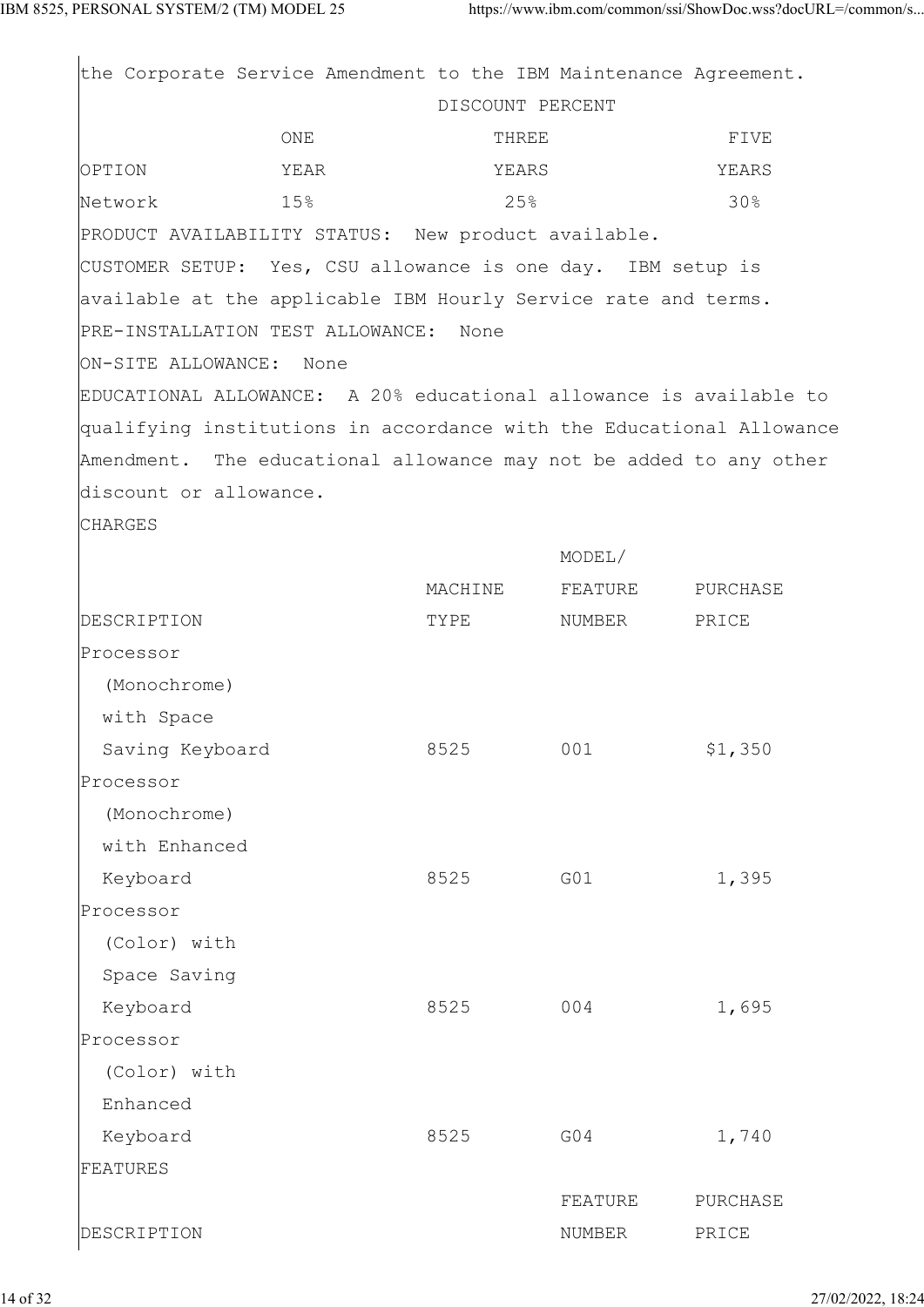the Corporate Service Amendment to the IBM Maintenance Agreement.

| | DISCOUNT PERCENT | | |
|---|---|---|---|
| OPTION | ONE YEAR | THREE YEARS | FIVE YEARS |
| Network | 15% | 25% | 30% |

PRODUCT AVAILABILITY STATUS: New product available.

CUSTOMER SETUP: Yes, CSU allowance is one day. IBM setup is available at the applicable IBM Hourly Service rate and terms.

PRE-INSTALLATION TEST ALLOWANCE: None

ON-SITE ALLOWANCE: None

EDUCATIONAL ALLOWANCE: A 20% educational allowance is available to qualifying institutions in accordance with the Educational Allowance Amendment. The educational allowance may not be added to any other discount or allowance.

CHARGES

| DESCRIPTION | MACHINE TYPE | MODEL/ FEATURE NUMBER | PURCHASE PRICE |
|---|---|---|---|
| Processor (Monochrome) with Space Saving Keyboard | 8525 | 001 | $1,350 |
| Processor (Monochrome) with Enhanced Keyboard | 8525 | G01 | 1,395 |
| Processor (Color) with Space Saving Keyboard | 8525 | 004 | 1,695 |
| Processor (Color) with Enhanced Keyboard | 8525 | G04 | 1,740 |

FEATURES

| DESCRIPTION | FEATURE NUMBER | PURCHASE PRICE |
|---|---|---|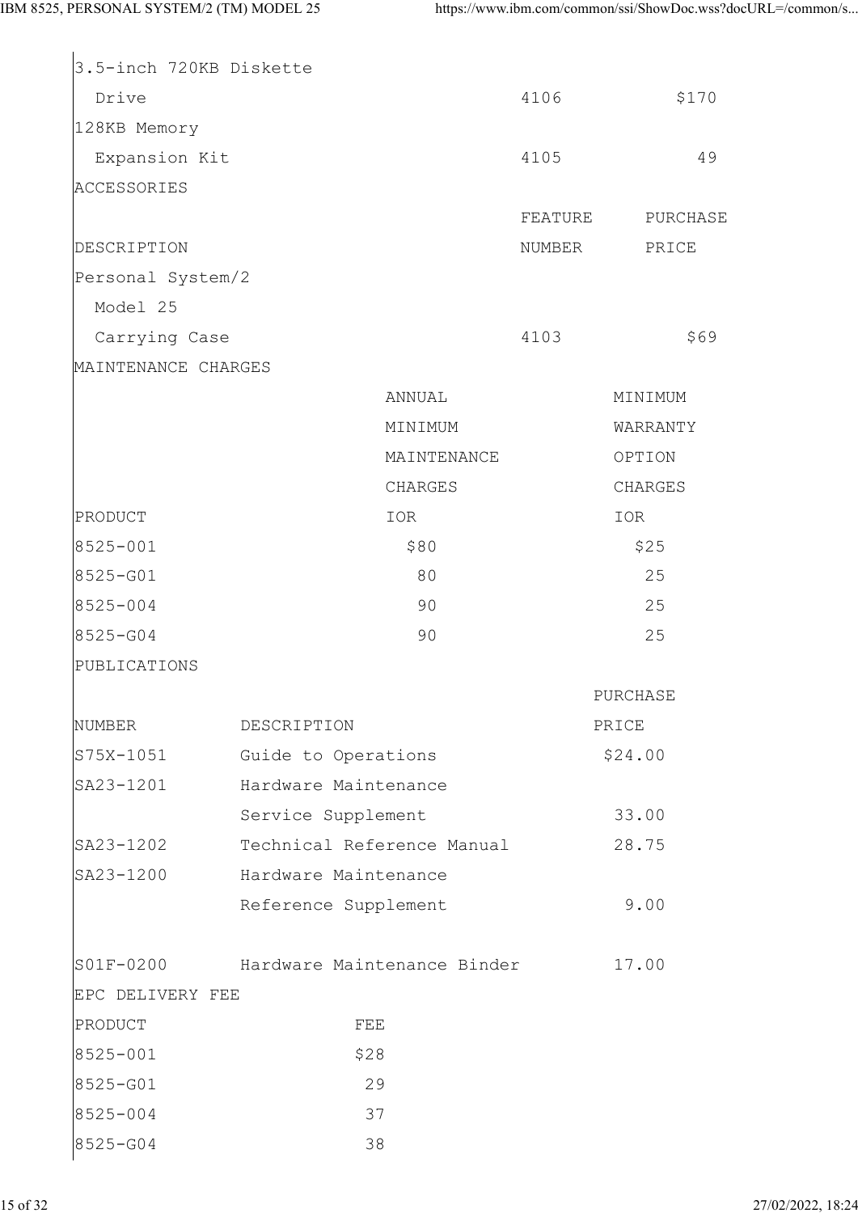| | | |
|---|---|---|
| 3.5-inch 720KB Diskette Drive | 4106 | $170 |
| 128KB Memory Expansion Kit | 4105 | 49 |

ACCESSORIES

| DESCRIPTION | FEATURE NUMBER | PURCHASE PRICE |
|---|---|---|
| Personal System/2 Model 25 Carrying Case | 4103 | $69 |

MAINTENANCE CHARGES

| PRODUCT | ANNUAL MINIMUM MAINTENANCE CHARGES IOR | MINIMUM WARRANTY OPTION CHARGES IOR |
|---|---|---|
| 8525-001 | $80 | $25 |
| 8525-G01 | 80 | 25 |
| 8525-004 | 90 | 25 |
| 8525-G04 | 90 | 25 |

PUBLICATIONS

| NUMBER | DESCRIPTION | PURCHASE PRICE |
|---|---|---|
| S75X-1051 | Guide to Operations | $24.00 |
| SA23-1201 | Hardware Maintenance Service Supplement | 33.00 |
| SA23-1202 | Technical Reference Manual | 28.75 |
| SA23-1200 | Hardware Maintenance Reference Supplement | 9.00 |
| S01F-0200 | Hardware Maintenance Binder | 17.00 |

EPC DELIVERY FEE

| PRODUCT | FEE |
|---|---|
| 8525-001 | $28 |
| 8525-G01 | 29 |
| 8525-004 | 37 |
| 8525-G04 | 38 |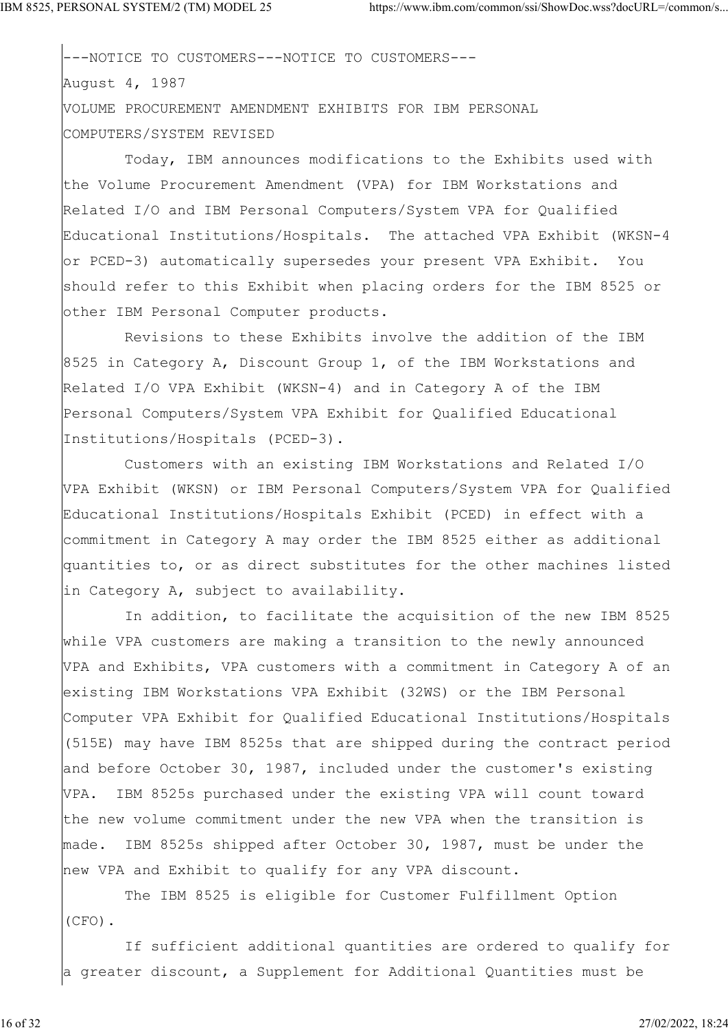---NOTICE TO CUSTOMERS---NOTICE TO CUSTOMERS---

August 4, 1987

VOLUME PROCUREMENT AMENDMENT EXHIBITS FOR IBM PERSONAL COMPUTERS/SYSTEM REVISED

Today, IBM announces modifications to the Exhibits used with the Volume Procurement Amendment (VPA) for IBM Workstations and Related I/O and IBM Personal Computers/System VPA for Qualified Educational Institutions/Hospitals. The attached VPA Exhibit (WKSN-4 or PCED-3) automatically supersedes your present VPA Exhibit. You should refer to this Exhibit when placing orders for the IBM 8525 or other IBM Personal Computer products.

Revisions to these Exhibits involve the addition of the IBM 8525 in Category A, Discount Group 1, of the IBM Workstations and Related I/O VPA Exhibit (WKSN-4) and in Category A of the IBM Personal Computers/System VPA Exhibit for Qualified Educational Institutions/Hospitals (PCED-3).

Customers with an existing IBM Workstations and Related I/O VPA Exhibit (WKSN) or IBM Personal Computers/System VPA for Qualified Educational Institutions/Hospitals Exhibit (PCED) in effect with a commitment in Category A may order the IBM 8525 either as additional quantities to, or as direct substitutes for the other machines listed in Category A, subject to availability.

In addition, to facilitate the acquisition of the new IBM 8525 while VPA customers are making a transition to the newly announced VPA and Exhibits, VPA customers with a commitment in Category A of an existing IBM Workstations VPA Exhibit (32WS) or the IBM Personal Computer VPA Exhibit for Qualified Educational Institutions/Hospitals (515E) may have IBM 8525s that are shipped during the contract period and before October 30, 1987, included under the customer's existing VPA. IBM 8525s purchased under the existing VPA will count toward the new volume commitment under the new VPA when the transition is made. IBM 8525s shipped after October 30, 1987, must be under the new VPA and Exhibit to qualify for any VPA discount.

The IBM 8525 is eligible for Customer Fulfillment Option (CFO).

If sufficient additional quantities are ordered to qualify for a greater discount, a Supplement for Additional Quantities must be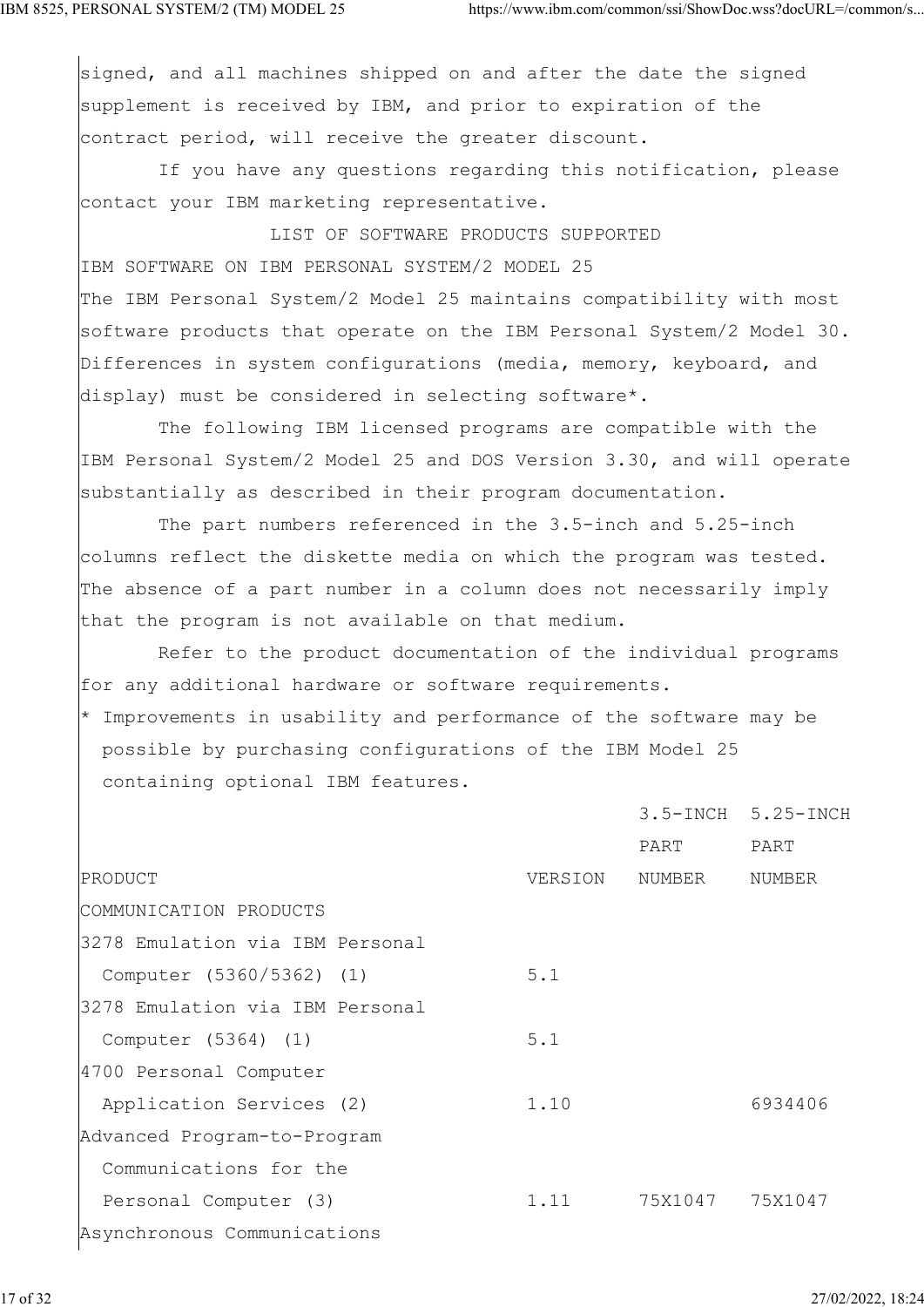signed, and all machines shipped on and after the date the signed supplement is received by IBM, and prior to expiration of the contract period, will receive the greater discount.

If you have any questions regarding this notification, please contact your IBM marketing representative.

## LIST OF SOFTWARE PRODUCTS SUPPORTED

IBM SOFTWARE ON IBM PERSONAL SYSTEM/2 MODEL 25

The IBM Personal System/2 Model 25 maintains compatibility with most software products that operate on the IBM Personal System/2 Model 30. Differences in system configurations (media, memory, keyboard, and display) must be considered in selecting software*.

The following IBM licensed programs are compatible with the IBM Personal System/2 Model 25 and DOS Version 3.30, and will operate substantially as described in their program documentation.

The part numbers referenced in the 3.5-inch and 5.25-inch columns reflect the diskette media on which the program was tested. The absence of a part number in a column does not necessarily imply that the program is not available on that medium.

Refer to the product documentation of the individual programs for any additional hardware or software requirements.

* Improvements in usability and performance of the software may be possible by purchasing configurations of the IBM Model 25 containing optional IBM features.

| PRODUCT | VERSION | 3.5-INCH PART NUMBER | 5.25-INCH PART NUMBER |
|---|---|---|---|
| COMMUNICATION PRODUCTS | | | |
| 3278 Emulation via IBM Personal Computer (5360/5362) (1) | 5.1 | | |
| 3278 Emulation via IBM Personal Computer (5364) (1) | 5.1 | | |
| 4700 Personal Computer Application Services (2) | 1.10 | | 6934406 |
| Advanced Program-to-Program Communications for the Personal Computer (3) | 1.11 | 75X1047 | 75X1047 |
| Asynchronous Communications | | | |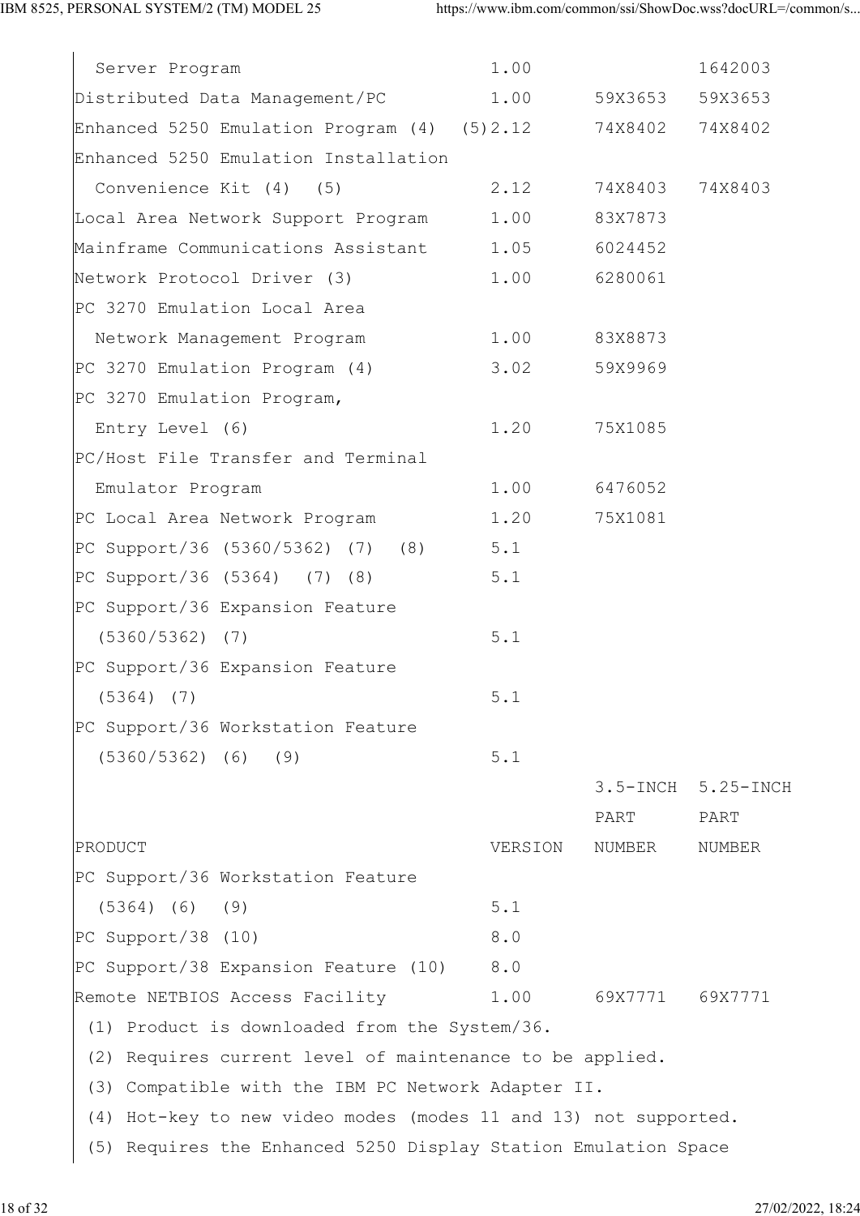| PRODUCT | VERSION | 3.5-INCH PART NUMBER | 5.25-INCH PART NUMBER |
|---|---|---|---|
| Server Program | 1.00 | | 1642003 |
| Distributed Data Management/PC | 1.00 | 59X3653 | 59X3653 |
| Enhanced 5250 Emulation Program (4) | (5)2.12 | 74X8402 | 74X8402 |
| Enhanced 5250 Emulation Installation Convenience Kit (4) (5) | 2.12 | 74X8403 | 74X8403 |
| Local Area Network Support Program | 1.00 | 83X7873 | |
| Mainframe Communications Assistant | 1.05 | 6024452 | |
| Network Protocol Driver (3) | 1.00 | 6280061 | |
| PC 3270 Emulation Local Area Network Management Program | 1.00 | 83X8873 | |
| PC 3270 Emulation Program (4) | 3.02 | 59X9969 | |
| PC 3270 Emulation Program, Entry Level (6) | 1.20 | 75X1085 | |
| PC/Host File Transfer and Terminal Emulator Program | 1.00 | 6476052 | |
| PC Local Area Network Program | 1.20 | 75X1081 | |
| PC Support/36 (5360/5362) (7) (8) | 5.1 | | |
| PC Support/36 (5364) (7) (8) | 5.1 | | |
| PC Support/36 Expansion Feature (5360/5362) (7) | 5.1 | | |
| PC Support/36 Expansion Feature (5364) (7) | 5.1 | | |
| PC Support/36 Workstation Feature (5360/5362) (6) (9) | 5.1 | | |
| PC Support/36 Workstation Feature (5364) (6) (9) | 5.1 | | |
| PC Support/38 (10) | 8.0 | | |
| PC Support/38 Expansion Feature (10) | 8.0 | | |
| Remote NETBIOS Access Facility | 1.00 | 69X7771 | 69X7771 |

(1) Product is downloaded from the System/36.

(2) Requires current level of maintenance to be applied.

(3) Compatible with the IBM PC Network Adapter II.

(4) Hot-key to new video modes (modes 11 and 13) not supported.

(5) Requires the Enhanced 5250 Display Station Emulation Space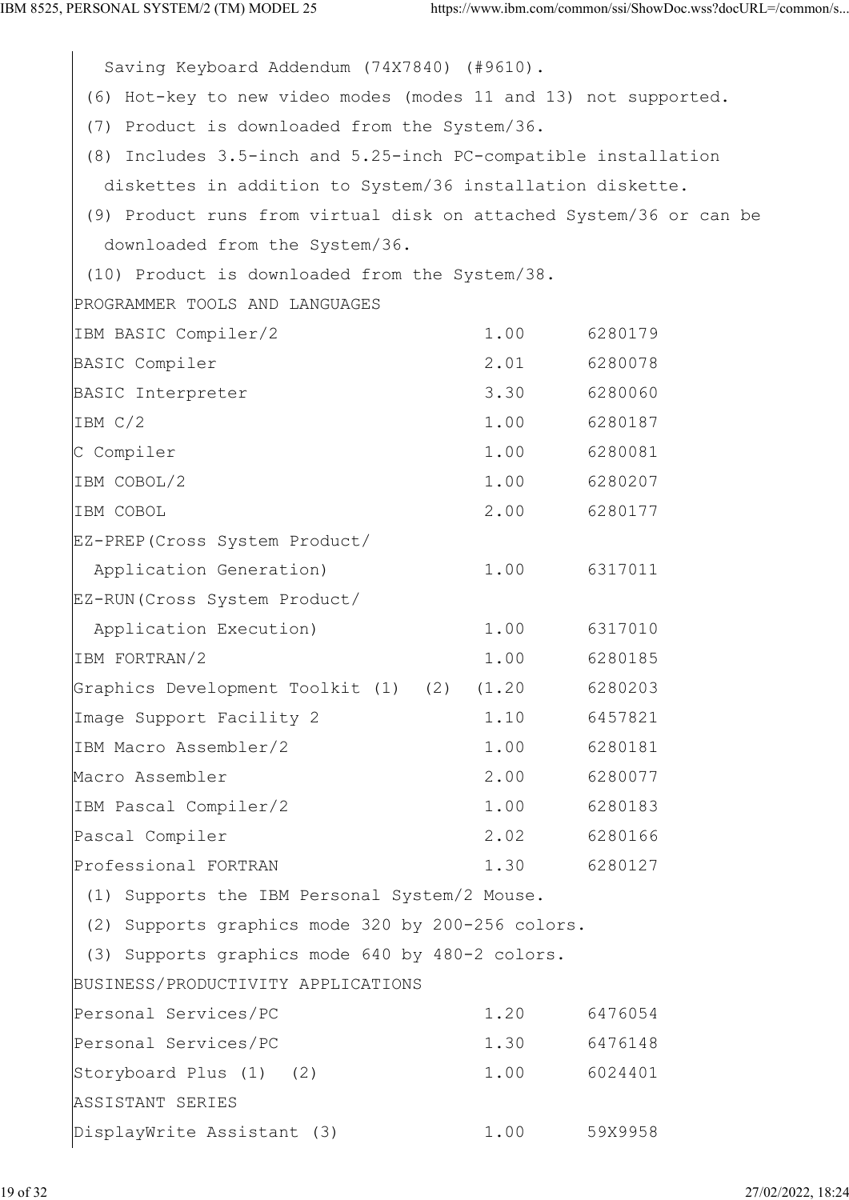Saving Keyboard Addendum (74X7840) (#9610).

(6) Hot-key to new video modes (modes 11 and 13) not supported.

(7) Product is downloaded from the System/36.

(8) Includes 3.5-inch and 5.25-inch PC-compatible installation diskettes in addition to System/36 installation diskette.

(9) Product runs from virtual disk on attached System/36 or can be downloaded from the System/36.

(10) Product is downloaded from the System/38.

PROGRAMMER TOOLS AND LANGUAGES

| | | |
|---|---|---|
| IBM BASIC Compiler/2 | 1.00 | 6280179 |
| BASIC Compiler | 2.01 | 6280078 |
| BASIC Interpreter | 3.30 | 6280060 |
| IBM C/2 | 1.00 | 6280187 |
| C Compiler | 1.00 | 6280081 |
| IBM COBOL/2 | 1.00 | 6280207 |
| IBM COBOL | 2.00 | 6280177 |
| EZ-PREP(Cross System Product/ Application Generation) | 1.00 | 6317011 |
| EZ-RUN(Cross System Product/ Application Execution) | 1.00 | 6317010 |
| IBM FORTRAN/2 | 1.00 | 6280185 |
| Graphics Development Toolkit (1) (2) | (1.20 | 6280203 |
| Image Support Facility 2 | 1.10 | 6457821 |
| IBM Macro Assembler/2 | 1.00 | 6280181 |
| Macro Assembler | 2.00 | 6280077 |
| IBM Pascal Compiler/2 | 1.00 | 6280183 |
| Pascal Compiler | 2.02 | 6280166 |
| Professional FORTRAN | 1.30 | 6280127 |

(1) Supports the IBM Personal System/2 Mouse.

(2) Supports graphics mode 320 by 200-256 colors.

(3) Supports graphics mode 640 by 480-2 colors.

BUSINESS/PRODUCTIVITY APPLICATIONS

| | | |
|---|---|---|
| Personal Services/PC | 1.20 | 6476054 |
| Personal Services/PC | 1.30 | 6476148 |
| Storyboard Plus (1) (2) | 1.00 | 6024401 |

ASSISTANT SERIES

| | | |
|---|---|---|
| DisplayWrite Assistant (3) | 1.00 | 59X9958 |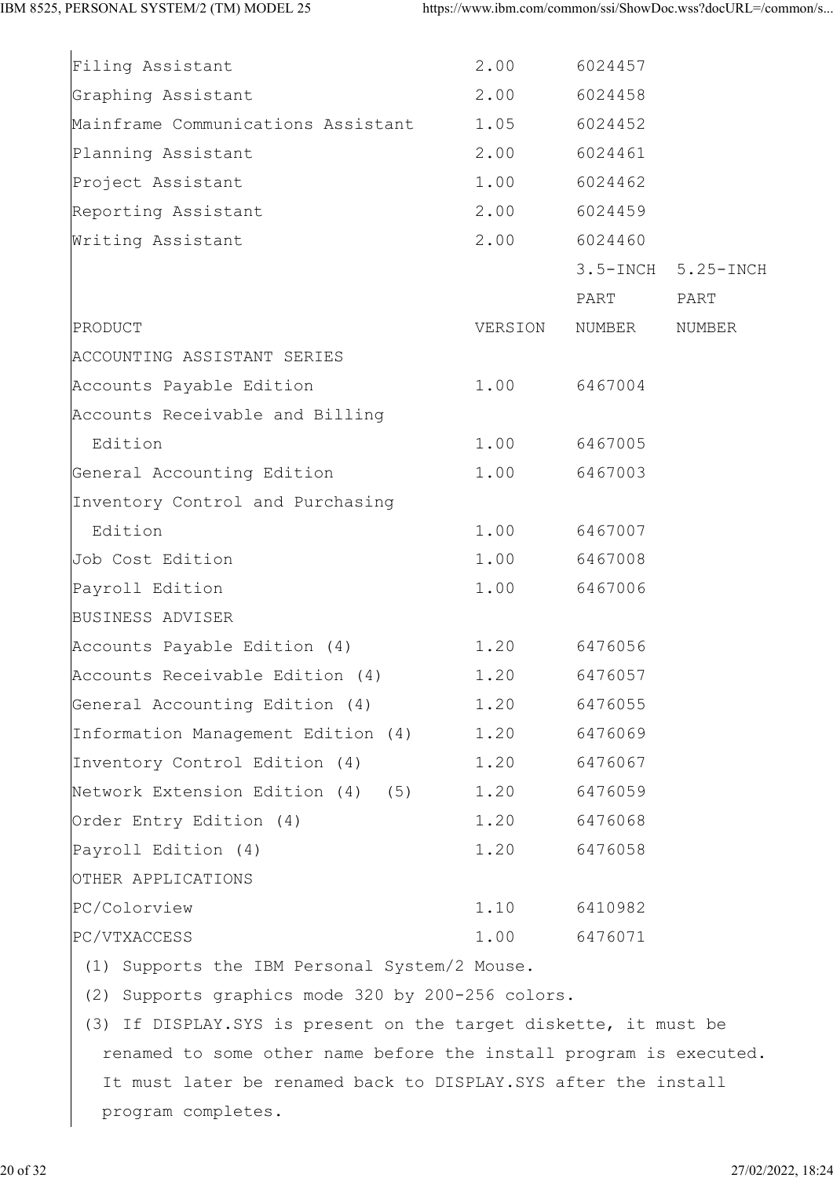| | | | |
|---|---|---|---|
| Filing Assistant | 2.00 | 6024457 | |
| Graphing Assistant | 2.00 | 6024458 | |
| Mainframe Communications Assistant | 1.05 | 6024452 | |
| Planning Assistant | 2.00 | 6024461 | |
| Project Assistant | 1.00 | 6024462 | |
| Reporting Assistant | 2.00 | 6024459 | |
| Writing Assistant | 2.00 | 6024460 | |

| PRODUCT | VERSION | 3.5-INCH PART NUMBER | 5.25-INCH PART NUMBER |
|---|---|---|---|
| ACCOUNTING ASSISTANT SERIES | | | |
| Accounts Payable Edition | 1.00 | 6467004 | |
| Accounts Receivable and Billing Edition | 1.00 | 6467005 | |
| General Accounting Edition | 1.00 | 6467003 | |
| Inventory Control and Purchasing Edition | 1.00 | 6467007 | |
| Job Cost Edition | 1.00 | 6467008 | |
| Payroll Edition | 1.00 | 6467006 | |
| BUSINESS ADVISER | | | |
| Accounts Payable Edition (4) | 1.20 | 6476056 | |
| Accounts Receivable Edition (4) | 1.20 | 6476057 | |
| General Accounting Edition (4) | 1.20 | 6476055 | |
| Information Management Edition (4) | 1.20 | 6476069 | |
| Inventory Control Edition (4) | 1.20 | 6476067 | |
| Network Extension Edition (4) (5) | 1.20 | 6476059 | |
| Order Entry Edition (4) | 1.20 | 6476068 | |
| Payroll Edition (4) | 1.20 | 6476058 | |
| OTHER APPLICATIONS | | | |
| PC/Colorview | 1.10 | 6410982 | |
| PC/VTXACCESS | 1.00 | 6476071 | |

(1) Supports the IBM Personal System/2 Mouse.

(2) Supports graphics mode 320 by 200-256 colors.

(3) If DISPLAY.SYS is present on the target diskette, it must be renamed to some other name before the install program is executed. It must later be renamed back to DISPLAY.SYS after the install program completes.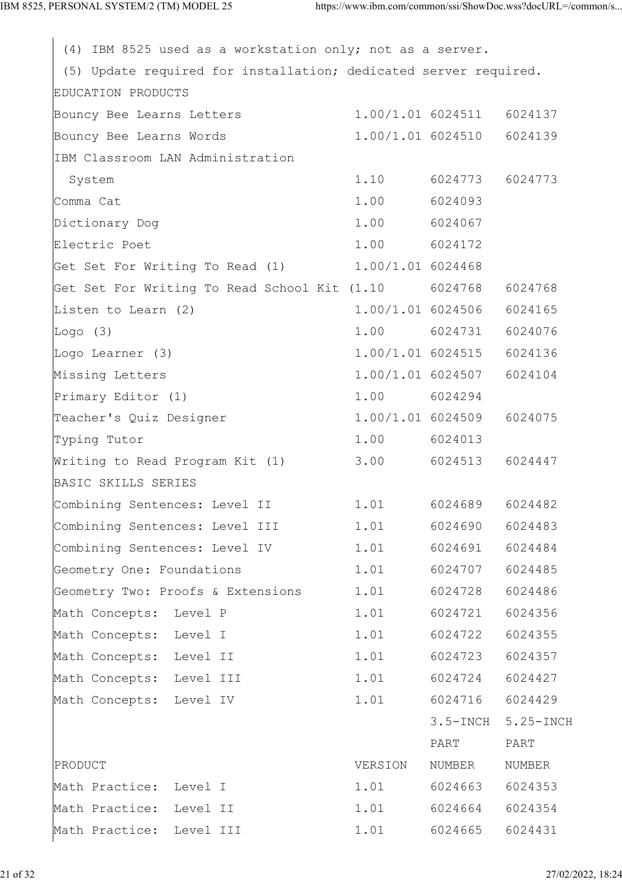(4) IBM 8525 used as a workstation only; not as a server.

(5) Update required for installation; dedicated server required.

EDUCATION PRODUCTS

| PRODUCT | VERSION | 3.5-INCH PART NUMBER | 5.25-INCH PART NUMBER |
|---|---|---|---|
| Bouncy Bee Learns Letters | 1.00/1.01 | 6024511 | 6024137 |
| Bouncy Bee Learns Words | 1.00/1.01 | 6024510 | 6024139 |
| IBM Classroom LAN Administration System | 1.10 | 6024773 | 6024773 |
| Comma Cat | 1.00 | 6024093 | |
| Dictionary Dog | 1.00 | 6024067 | |
| Electric Poet | 1.00 | 6024172 | |
| Get Set For Writing To Read (1) | 1.00/1.01 | 6024468 | |
| Get Set For Writing To Read School Kit (1. | 1.10 | 6024768 | 6024768 |
| Listen to Learn (2) | 1.00/1.01 | 6024506 | 6024165 |
| Logo (3) | 1.00 | 6024731 | 6024076 |
| Logo Learner (3) | 1.00/1.01 | 6024515 | 6024136 |
| Missing Letters | 1.00/1.01 | 6024507 | 6024104 |
| Primary Editor (1) | 1.00 | 6024294 | |
| Teacher's Quiz Designer | 1.00/1.01 | 6024509 | 6024075 |
| Typing Tutor | 1.00 | 6024013 | |
| Writing to Read Program Kit (1) | 3.00 | 6024513 | 6024447 |
| BASIC SKILLS SERIES | | | |
| Combining Sentences: Level II | 1.01 | 6024689 | 6024482 |
| Combining Sentences: Level III | 1.01 | 6024690 | 6024483 |
| Combining Sentences: Level IV | 1.01 | 6024691 | 6024484 |
| Geometry One: Foundations | 1.01 | 6024707 | 6024485 |
| Geometry Two: Proofs & Extensions | 1.01 | 6024728 | 6024486 |
| Math Concepts: Level P | 1.01 | 6024721 | 6024356 |
| Math Concepts: Level I | 1.01 | 6024722 | 6024355 |
| Math Concepts: Level II | 1.01 | 6024723 | 6024357 |
| Math Concepts: Level III | 1.01 | 6024724 | 6024427 |
| Math Concepts: Level IV | 1.01 | 6024716 | 6024429 |
| Math Practice: Level I | 1.01 | 6024663 | 6024353 |
| Math Practice: Level II | 1.01 | 6024664 | 6024354 |
| Math Practice: Level III | 1.01 | 6024665 | 6024431 |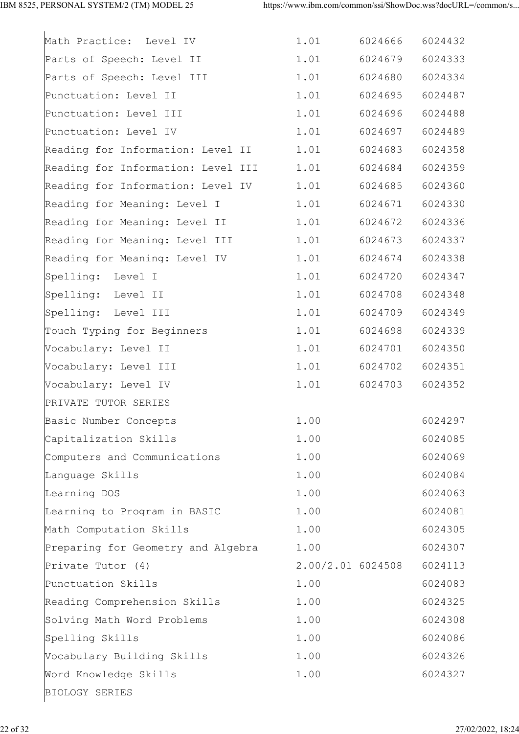| | | | |
|---|---|---|---|
| Math Practice: Level IV | 1.01 | 6024666 | 6024432 |
| Parts of Speech: Level II | 1.01 | 6024679 | 6024333 |
| Parts of Speech: Level III | 1.01 | 6024680 | 6024334 |
| Punctuation: Level II | 1.01 | 6024695 | 6024487 |
| Punctuation: Level III | 1.01 | 6024696 | 6024488 |
| Punctuation: Level IV | 1.01 | 6024697 | 6024489 |
| Reading for Information: Level II | 1.01 | 6024683 | 6024358 |
| Reading for Information: Level III | 1.01 | 6024684 | 6024359 |
| Reading for Information: Level IV | 1.01 | 6024685 | 6024360 |
| Reading for Meaning: Level I | 1.01 | 6024671 | 6024330 |
| Reading for Meaning: Level II | 1.01 | 6024672 | 6024336 |
| Reading for Meaning: Level III | 1.01 | 6024673 | 6024337 |
| Reading for Meaning: Level IV | 1.01 | 6024674 | 6024338 |
| Spelling: Level I | 1.01 | 6024720 | 6024347 |
| Spelling: Level II | 1.01 | 6024708 | 6024348 |
| Spelling: Level III | 1.01 | 6024709 | 6024349 |
| Touch Typing for Beginners | 1.01 | 6024698 | 6024339 |
| Vocabulary: Level II | 1.01 | 6024701 | 6024350 |
| Vocabulary: Level III | 1.01 | 6024702 | 6024351 |
| Vocabulary: Level IV | 1.01 | 6024703 | 6024352 |
| PRIVATE TUTOR SERIES | | | |
| Basic Number Concepts | 1.00 | | 6024297 |
| Capitalization Skills | 1.00 | | 6024085 |
| Computers and Communications | 1.00 | | 6024069 |
| Language Skills | 1.00 | | 6024084 |
| Learning DOS | 1.00 | | 6024063 |
| Learning to Program in BASIC | 1.00 | | 6024081 |
| Math Computation Skills | 1.00 | | 6024305 |
| Preparing for Geometry and Algebra | 1.00 | | 6024307 |
| Private Tutor (4) | 2.00/2.01 | 6024508 | 6024113 |
| Punctuation Skills | 1.00 | | 6024083 |
| Reading Comprehension Skills | 1.00 | | 6024325 |
| Solving Math Word Problems | 1.00 | | 6024308 |
| Spelling Skills | 1.00 | | 6024086 |
| Vocabulary Building Skills | 1.00 | | 6024326 |
| Word Knowledge Skills | 1.00 | | 6024327 |
| BIOLOGY SERIES | | | |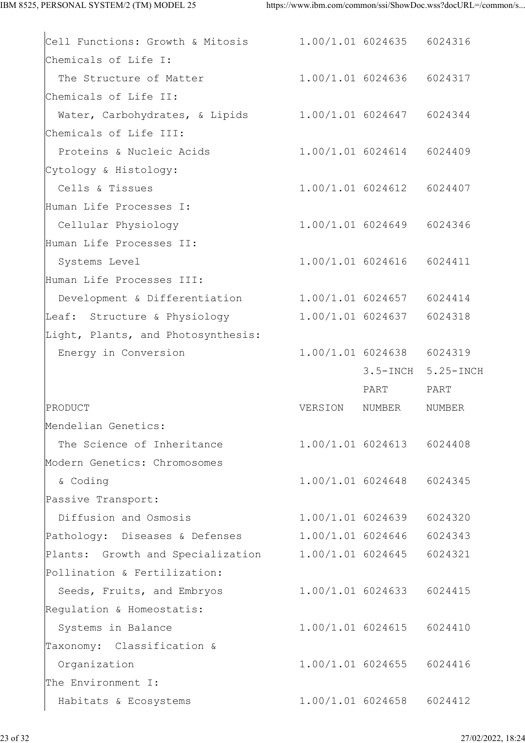| PRODUCT | VERSION | 3.5-INCH PART NUMBER | 5.25-INCH PART NUMBER |
|---|---|---|---|
| Cell Functions: Growth & Mitosis | 1.00/1.01 | 6024635 | 6024316 |
| Chemicals of Life I: The Structure of Matter | 1.00/1.01 | 6024636 | 6024317 |
| Chemicals of Life II: Water, Carbohydrates, & Lipids | 1.00/1.01 | 6024647 | 6024344 |
| Chemicals of Life III: Proteins & Nucleic Acids | 1.00/1.01 | 6024614 | 6024409 |
| Cytology & Histology: Cells & Tissues | 1.00/1.01 | 6024612 | 6024407 |
| Human Life Processes I: Cellular Physiology | 1.00/1.01 | 6024649 | 6024346 |
| Human Life Processes II: Systems Level | 1.00/1.01 | 6024616 | 6024411 |
| Human Life Processes III: Development & Differentiation | 1.00/1.01 | 6024657 | 6024414 |
| Leaf: Structure & Physiology | 1.00/1.01 | 6024637 | 6024318 |
| Light, Plants, and Photosynthesis: Energy in Conversion | 1.00/1.01 | 6024638 | 6024319 |
| Mendelian Genetics: The Science of Inheritance | 1.00/1.01 | 6024613 | 6024408 |
| Modern Genetics: Chromosomes & Coding | 1.00/1.01 | 6024648 | 6024345 |
| Passive Transport: Diffusion and Osmosis | 1.00/1.01 | 6024639 | 6024320 |
| Pathology: Diseases & Defenses | 1.00/1.01 | 6024646 | 6024343 |
| Plants: Growth and Specialization | 1.00/1.01 | 6024645 | 6024321 |
| Pollination & Fertilization: Seeds, Fruits, and Embryos | 1.00/1.01 | 6024633 | 6024415 |
| Regulation & Homeostatis: Systems in Balance | 1.00/1.01 | 6024615 | 6024410 |
| Taxonomy: Classification & Organization | 1.00/1.01 | 6024655 | 6024416 |
| The Environment I: Habitats & Ecosystems | 1.00/1.01 | 6024658 | 6024412 |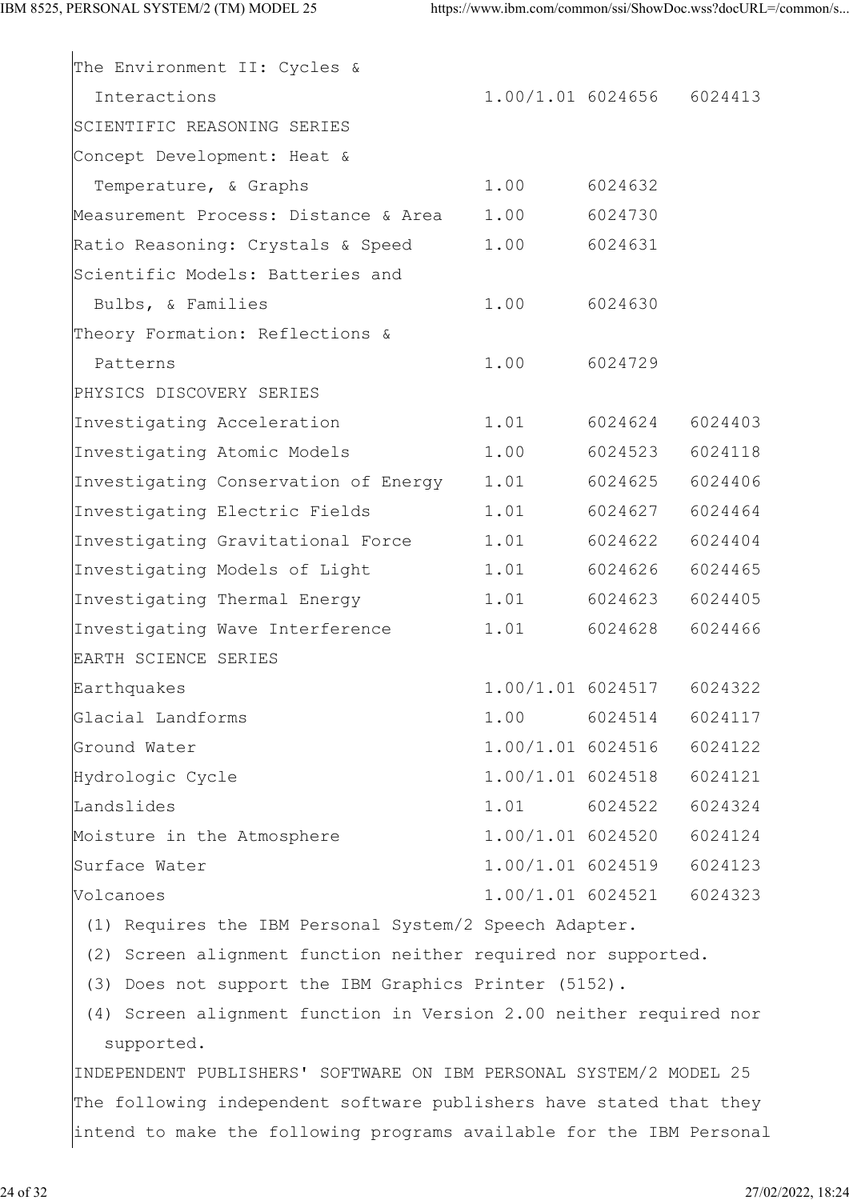| | | | |
|---|---|---|---|
| The Environment II: Cycles & Interactions | 1.00/1.01 | 6024656 | 6024413 |
| SCIENTIFIC REASONING SERIES | | | |
| Concept Development: Heat & Temperature, & Graphs | 1.00 | 6024632 | |
| Measurement Process: Distance & Area | 1.00 | 6024730 | |
| Ratio Reasoning: Crystals & Speed | 1.00 | 6024631 | |
| Scientific Models: Batteries and Bulbs, & Families | 1.00 | 6024630 | |
| Theory Formation: Reflections & Patterns | 1.00 | 6024729 | |
| PHYSICS DISCOVERY SERIES | | | |
| Investigating Acceleration | 1.01 | 6024624 | 6024403 |
| Investigating Atomic Models | 1.00 | 6024523 | 6024118 |
| Investigating Conservation of Energy | 1.01 | 6024625 | 6024406 |
| Investigating Electric Fields | 1.01 | 6024627 | 6024464 |
| Investigating Gravitational Force | 1.01 | 6024622 | 6024404 |
| Investigating Models of Light | 1.01 | 6024626 | 6024465 |
| Investigating Thermal Energy | 1.01 | 6024623 | 6024405 |
| Investigating Wave Interference | 1.01 | 6024628 | 6024466 |
| EARTH SCIENCE SERIES | | | |
| Earthquakes | 1.00/1.01 | 6024517 | 6024322 |
| Glacial Landforms | 1.00 | 6024514 | 6024117 |
| Ground Water | 1.00/1.01 | 6024516 | 6024122 |
| Hydrologic Cycle | 1.00/1.01 | 6024518 | 6024121 |
| Landslides | 1.01 | 6024522 | 6024324 |
| Moisture in the Atmosphere | 1.00/1.01 | 6024520 | 6024124 |
| Surface Water | 1.00/1.01 | 6024519 | 6024123 |
| Volcanoes | 1.00/1.01 | 6024521 | 6024323 |

(1) Requires the IBM Personal System/2 Speech Adapter.

(2) Screen alignment function neither required nor supported.

(3) Does not support the IBM Graphics Printer (5152).

(4) Screen alignment function in Version 2.00 neither required nor supported.

INDEPENDENT PUBLISHERS' SOFTWARE ON IBM PERSONAL SYSTEM/2 MODEL 25

The following independent software publishers have stated that they intend to make the following programs available for the IBM Personal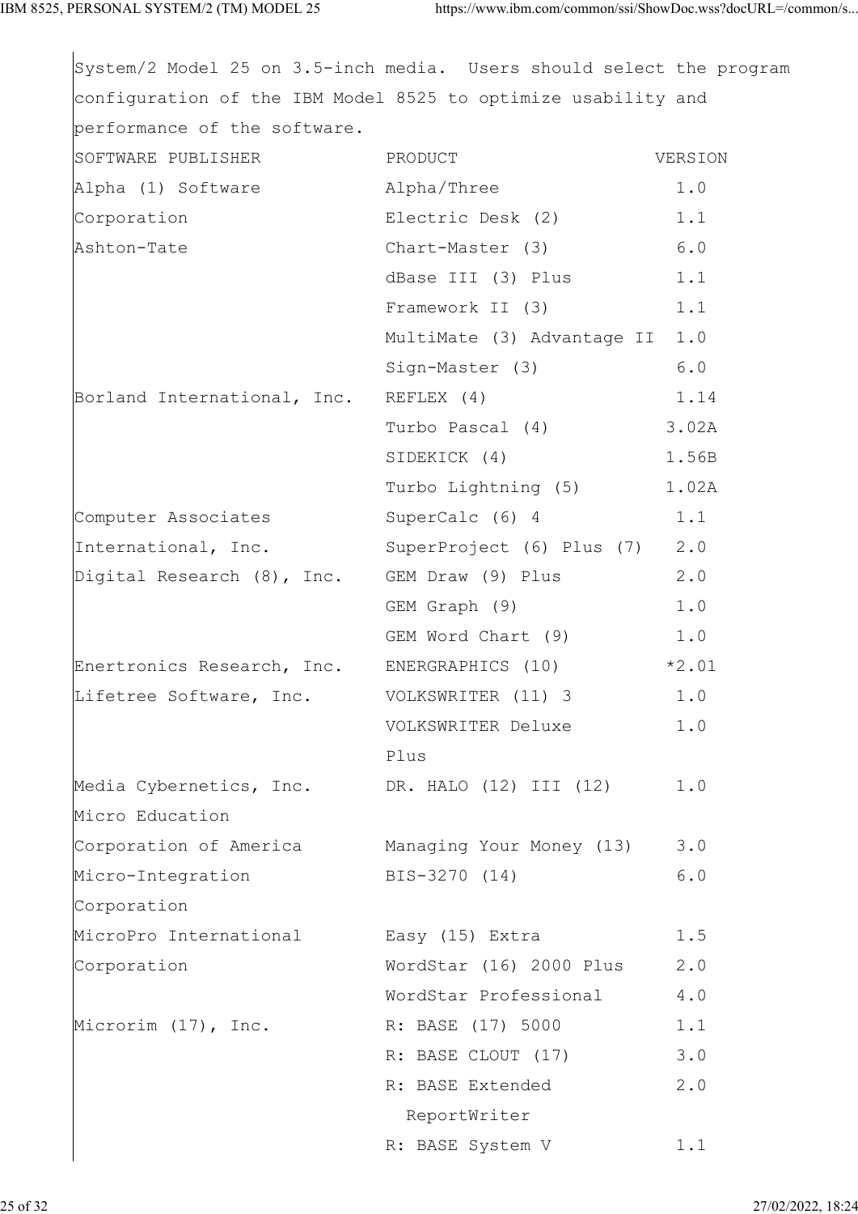System/2 Model 25 on 3.5-inch media. Users should select the program configuration of the IBM Model 8525 to optimize usability and performance of the software.

| SOFTWARE PUBLISHER | PRODUCT | VERSION |
|---|---|---|
| Alpha (1) Software Corporation | Alpha/Three | 1.0 |
| | Electric Desk (2) | 1.1 |
| Ashton-Tate | Chart-Master (3) | 6.0 |
| | dBase III (3) Plus | 1.1 |
| | Framework II (3) | 1.1 |
| | MultiMate (3) Advantage II | 1.0 |
| | Sign-Master (3) | 6.0 |
| Borland International, Inc. | REFLEX (4) | 1.14 |
| | Turbo Pascal (4) | 3.02A |
| | SIDEKICK (4) | 1.56B |
| | Turbo Lightning (5) | 1.02A |
| Computer Associates International, Inc. | SuperCalc (6) 4 | 1.1 |
| | SuperProject (6) Plus (7) | 2.0 |
| Digital Research (8), Inc. | GEM Draw (9) Plus | 2.0 |
| | GEM Graph (9) | 1.0 |
| | GEM Word Chart (9) | 1.0 |
| Enertronics Research, Inc. | ENERGRAPHICS (10) | *2.01 |
| Lifetree Software, Inc. | VOLKSWRITER (11) 3 | 1.0 |
| | VOLKSWRITER Deluxe Plus | 1.0 |
| Media Cybernetics, Inc. | DR. HALO (12) III (12) | 1.0 |
| Micro Education Corporation of America | Managing Your Money (13) | 3.0 |
| Micro-Integration Corporation | BIS-3270 (14) | 6.0 |
| MicroPro International Corporation | Easy (15) Extra | 1.5 |
| | WordStar (16) 2000 Plus | 2.0 |
| | WordStar Professional | 4.0 |
| Microrim (17), Inc. | R: BASE (17) 5000 | 1.1 |
| | R: BASE CLOUT (17) | 3.0 |
| | R: BASE Extended ReportWriter | 2.0 |
| | R: BASE System V | 1.1 |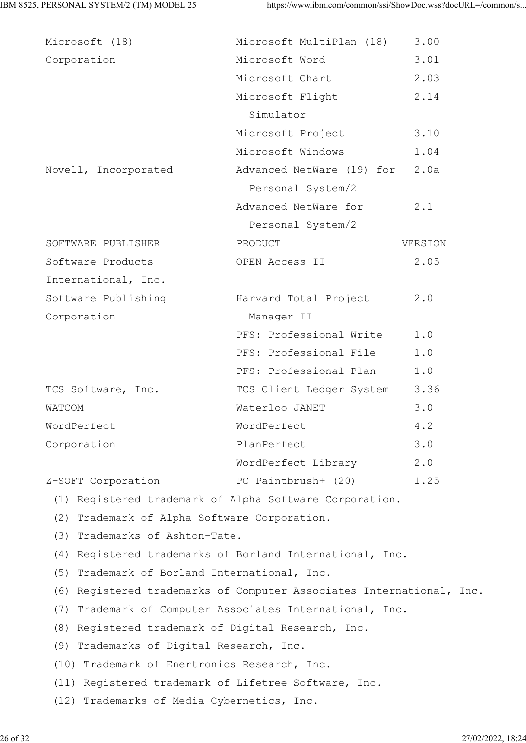| | | |
|---|---|---|
| Microsoft (18) Corporation | Microsoft MultiPlan (18) | 3.00 |
| | Microsoft Word | 3.01 |
| | Microsoft Chart | 2.03 |
| | Microsoft Flight Simulator | 2.14 |
| | Microsoft Project | 3.10 |
| | Microsoft Windows | 1.04 |
| Novell, Incorporated | Advanced NetWare (19) for Personal System/2 | 2.0a |
| | Advanced NetWare for Personal System/2 | 2.1 |

| SOFTWARE PUBLISHER | PRODUCT | VERSION |
|---|---|---|
| Software Products International, Inc. | OPEN Access II | 2.05 |
| Software Publishing Corporation | Harvard Total Project Manager II | 2.0 |
| | PFS: Professional Write | 1.0 |
| | PFS: Professional File | 1.0 |
| | PFS: Professional Plan | 1.0 |
| TCS Software, Inc. | TCS Client Ledger System | 3.36 |
| WATCOM | Waterloo JANET | 3.0 |
| WordPerfect Corporation | WordPerfect | 4.2 |
| | PlanPerfect | 3.0 |
| | WordPerfect Library | 2.0 |
| Z-SOFT Corporation | PC Paintbrush+ (20) | 1.25 |

(1) Registered trademark of Alpha Software Corporation.
(2) Trademark of Alpha Software Corporation.
(3) Trademarks of Ashton-Tate.
(4) Registered trademarks of Borland International, Inc.
(5) Trademark of Borland International, Inc.
(6) Registered trademarks of Computer Associates International, Inc.
(7) Trademark of Computer Associates International, Inc.
(8) Registered trademark of Digital Research, Inc.
(9) Trademarks of Digital Research, Inc.
(10) Trademark of Enertronics Research, Inc.
(11) Registered trademark of Lifetree Software, Inc.
(12) Trademarks of Media Cybernetics, Inc.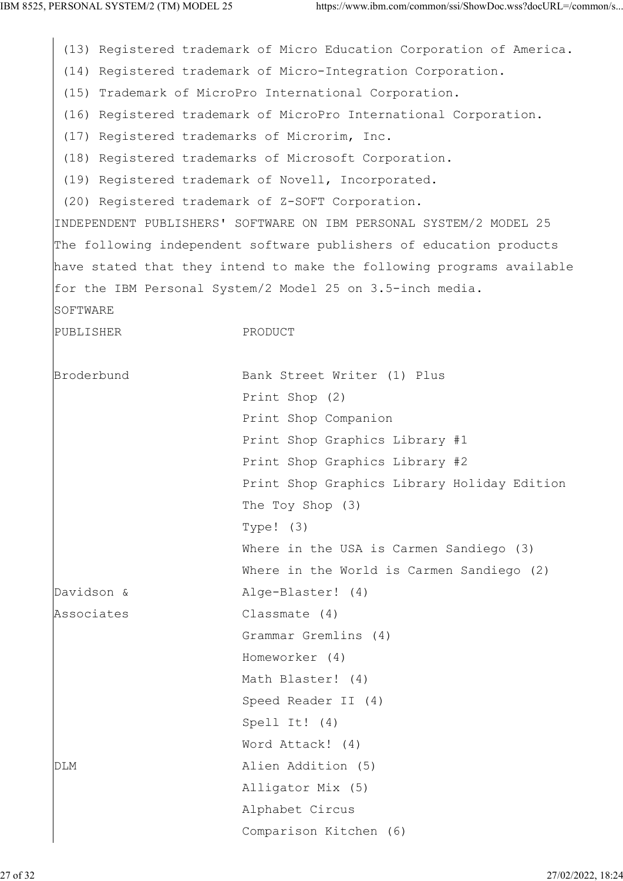(13) Registered trademark of Micro Education Corporation of America.
(14) Registered trademark of Micro-Integration Corporation.
(15) Trademark of MicroPro International Corporation.
(16) Registered trademark of MicroPro International Corporation.
(17) Registered trademarks of Microrim, Inc.
(18) Registered trademarks of Microsoft Corporation.
(19) Registered trademark of Novell, Incorporated.
(20) Registered trademark of Z-SOFT Corporation.

INDEPENDENT PUBLISHERS' SOFTWARE ON IBM PERSONAL SYSTEM/2 MODEL 25

The following independent software publishers of education products have stated that they intend to make the following programs available for the IBM Personal System/2 Model 25 on 3.5-inch media.

| SOFTWARE PUBLISHER | PRODUCT |
|---|---|
| Broderbund | Bank Street Writer (1) Plus |
| | Print Shop (2) |
| | Print Shop Companion |
| | Print Shop Graphics Library #1 |
| | Print Shop Graphics Library #2 |
| | Print Shop Graphics Library Holiday Edition |
| | The Toy Shop (3) |
| | Type! (3) |
| | Where in the USA is Carmen Sandiego (3) |
| | Where in the World is Carmen Sandiego (2) |
| Davidson & Associates | Alge-Blaster! (4) |
| | Classmate (4) |
| | Grammar Gremlins (4) |
| | Homeworker (4) |
| | Math Blaster! (4) |
| | Speed Reader II (4) |
| | Spell It! (4) |
| | Word Attack! (4) |
| DLM | Alien Addition (5) |
| | Alligator Mix (5) |
| | Alphabet Circus |
| | Comparison Kitchen (6) |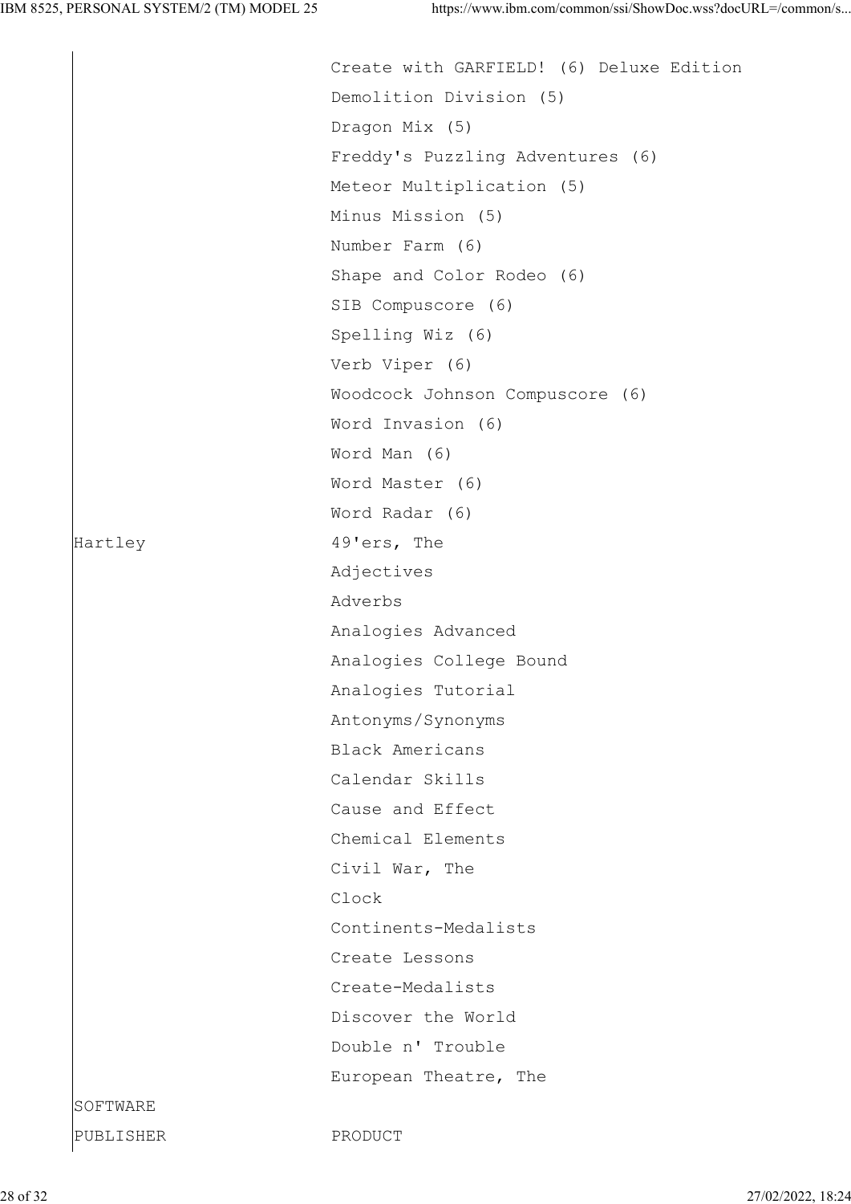| | |
|---|---|
| | Create with GARFIELD! (6) Deluxe Edition |
| | Demolition Division (5) |
| | Dragon Mix (5) |
| | Freddy's Puzzling Adventures (6) |
| | Meteor Multiplication (5) |
| | Minus Mission (5) |
| | Number Farm (6) |
| | Shape and Color Rodeo (6) |
| | SIB Compuscore (6) |
| | Spelling Wiz (6) |
| | Verb Viper (6) |
| | Woodcock Johnson Compuscore (6) |
| | Word Invasion (6) |
| | Word Man (6) |
| | Word Master (6) |
| | Word Radar (6) |
| Hartley | 49'ers, The |
| | Adjectives |
| | Adverbs |
| | Analogies Advanced |
| | Analogies College Bound |
| | Analogies Tutorial |
| | Antonyms/Synonyms |
| | Black Americans |
| | Calendar Skills |
| | Cause and Effect |
| | Chemical Elements |
| | Civil War, The |
| | Clock |
| | Continents-Medalists |
| | Create Lessons |
| | Create-Medalists |
| | Discover the World |
| | Double n' Trouble |
| | European Theatre, The |

| SOFTWARE PUBLISHER | PRODUCT |
|---|---|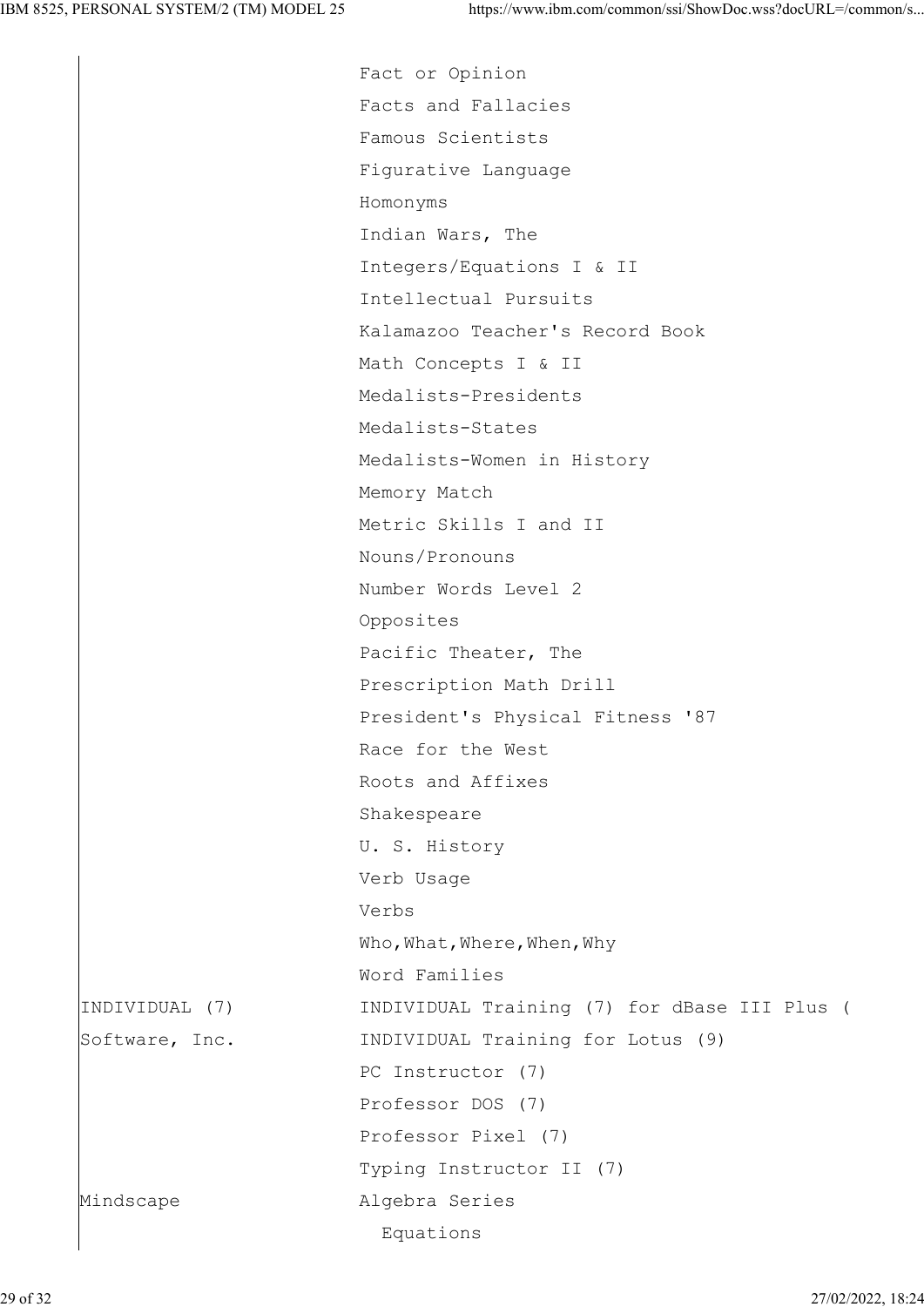| | |
|---|---|
| | Fact or Opinion |
| | Facts and Fallacies |
| | Famous Scientists |
| | Figurative Language |
| | Homonyms |
| | Indian Wars, The |
| | Integers/Equations I & II |
| | Intellectual Pursuits |
| | Kalamazoo Teacher's Record Book |
| | Math Concepts I & II |
| | Medalists-Presidents |
| | Medalists-States |
| | Medalists-Women in History |
| | Memory Match |
| | Metric Skills I and II |
| | Nouns/Pronouns |
| | Number Words Level 2 |
| | Opposites |
| | Pacific Theater, The |
| | Prescription Math Drill |
| | President's Physical Fitness '87 |
| | Race for the West |
| | Roots and Affixes |
| | Shakespeare |
| | U. S. History |
| | Verb Usage |
| | Verbs |
| | Who,What,Where,When,Why |
| | Word Families |
| INDIVIDUAL (7) | INDIVIDUAL Training (7) for dBase III Plus ( |
| Software, Inc. | INDIVIDUAL Training for Lotus (9) |
| | PC Instructor (7) |
| | Professor DOS (7) |
| | Professor Pixel (7) |
| | Typing Instructor II (7) |
| Mindscape | Algebra Series |
| | Equations |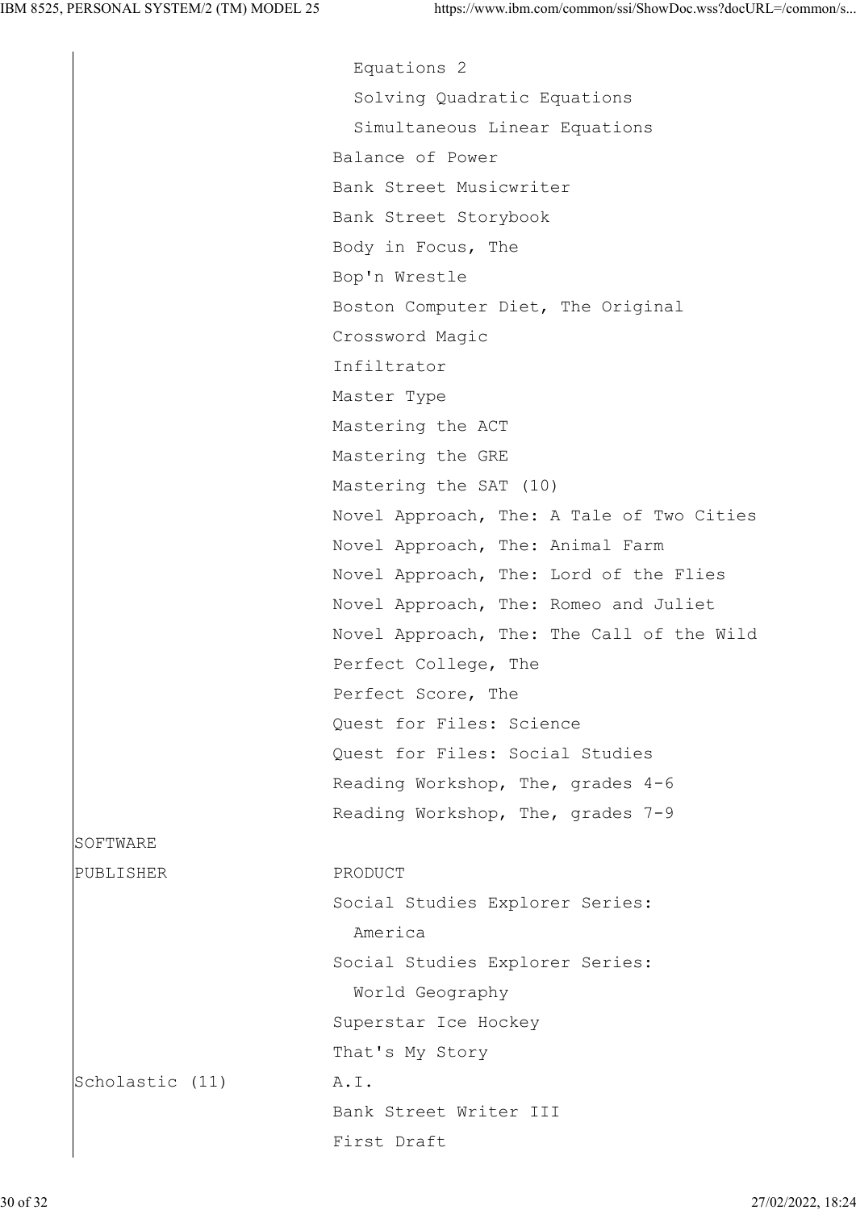| SOFTWARE PUBLISHER | PRODUCT |
|---|---|
| | Equations 2 |
| | Solving Quadratic Equations |
| | Simultaneous Linear Equations |
| | Balance of Power |
| | Bank Street Musicwriter |
| | Bank Street Storybook |
| | Body in Focus, The |
| | Bop'n Wrestle |
| | Boston Computer Diet, The Original |
| | Crossword Magic |
| | Infiltrator |
| | Master Type |
| | Mastering the ACT |
| | Mastering the GRE |
| | Mastering the SAT (10) |
| | Novel Approach, The: A Tale of Two Cities |
| | Novel Approach, The: Animal Farm |
| | Novel Approach, The: Lord of the Flies |
| | Novel Approach, The: Romeo and Juliet |
| | Novel Approach, The: The Call of the Wild |
| | Perfect College, The |
| | Perfect Score, The |
| | Quest for Files: Science |
| | Quest for Files: Social Studies |
| | Reading Workshop, The, grades 4-6 |
| | Reading Workshop, The, grades 7-9 |
| | Social Studies Explorer Series: America |
| | Social Studies Explorer Series: World Geography |
| | Superstar Ice Hockey |
| | That's My Story |
| Scholastic (11) | A.I. |
| | Bank Street Writer III |
| | First Draft |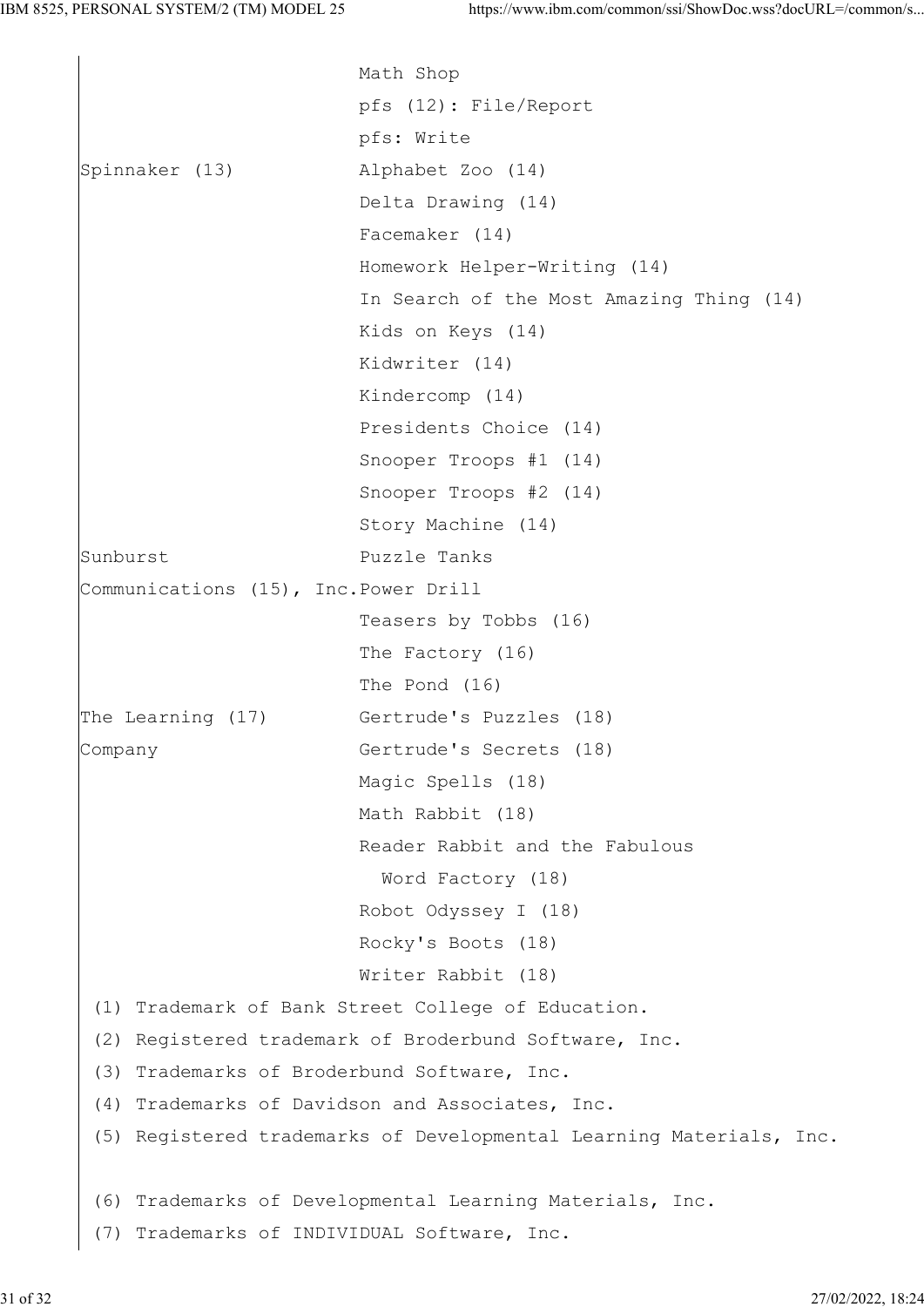| | |
|---|---|
| | Math Shop |
| | pfs (12): File/Report |
| | pfs: Write |
| Spinnaker (13) | Alphabet Zoo (14) |
| | Delta Drawing (14) |
| | Facemaker (14) |
| | Homework Helper-Writing (14) |
| | In Search of the Most Amazing Thing (14) |
| | Kids on Keys (14) |
| | Kidwriter (14) |
| | Kindercomp (14) |
| | Presidents Choice (14) |
| | Snooper Troops #1 (14) |
| | Snooper Troops #2 (14) |
| | Story Machine (14) |
| Sunburst Communications (15), Inc. | Puzzle Tanks |
| | Power Drill |
| | Teasers by Tobbs (16) |
| | The Factory (16) |
| | The Pond (16) |
| The Learning (17) Company | Gertrude's Puzzles (18) |
| | Gertrude's Secrets (18) |
| | Magic Spells (18) |
| | Math Rabbit (18) |
| | Reader Rabbit and the Fabulous Word Factory (18) |
| | Robot Odyssey I (18) |
| | Rocky's Boots (18) |
| | Writer Rabbit (18) |

(1) Trademark of Bank Street College of Education.
(2) Registered trademark of Broderbund Software, Inc.
(3) Trademarks of Broderbund Software, Inc.
(4) Trademarks of Davidson and Associates, Inc.
(5) Registered trademarks of Developmental Learning Materials, Inc.

(6) Trademarks of Developmental Learning Materials, Inc.
(7) Trademarks of INDIVIDUAL Software, Inc.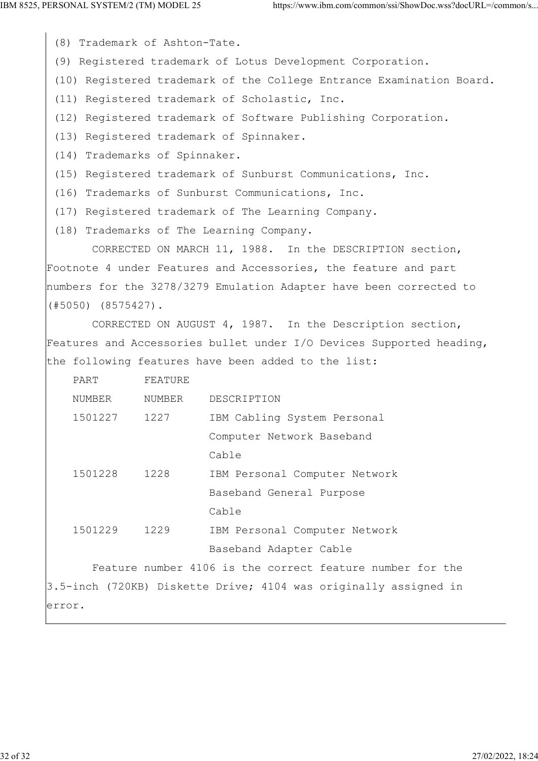(8) Trademark of Ashton-Tate.

(9) Registered trademark of Lotus Development Corporation.

(10) Registered trademark of the College Entrance Examination Board.

(11) Registered trademark of Scholastic, Inc.

(12) Registered trademark of Software Publishing Corporation.

(13) Registered trademark of Spinnaker.

(14) Trademarks of Spinnaker.

(15) Registered trademark of Sunburst Communications, Inc.

(16) Trademarks of Sunburst Communications, Inc.

(17) Registered trademark of The Learning Company.

(18) Trademarks of The Learning Company.

CORRECTED ON MARCH 11, 1988. In the DESCRIPTION section, Footnote 4 under Features and Accessories, the feature and part numbers for the 3278/3279 Emulation Adapter have been corrected to (#5050) (8575427).

CORRECTED ON AUGUST 4, 1987. In the Description section, Features and Accessories bullet under I/O Devices Supported heading, the following features have been added to the list:

| PART NUMBER | FEATURE NUMBER | DESCRIPTION |
|---|---|---|
| 1501227 | 1227 | IBM Cabling System Personal Computer Network Baseband Cable |
| 1501228 | 1228 | IBM Personal Computer Network Baseband General Purpose Cable |
| 1501229 | 1229 | IBM Personal Computer Network Baseband Adapter Cable |

Feature number 4106 is the correct feature number for the 3.5-inch (720KB) Diskette Drive; 4104 was originally assigned in error.